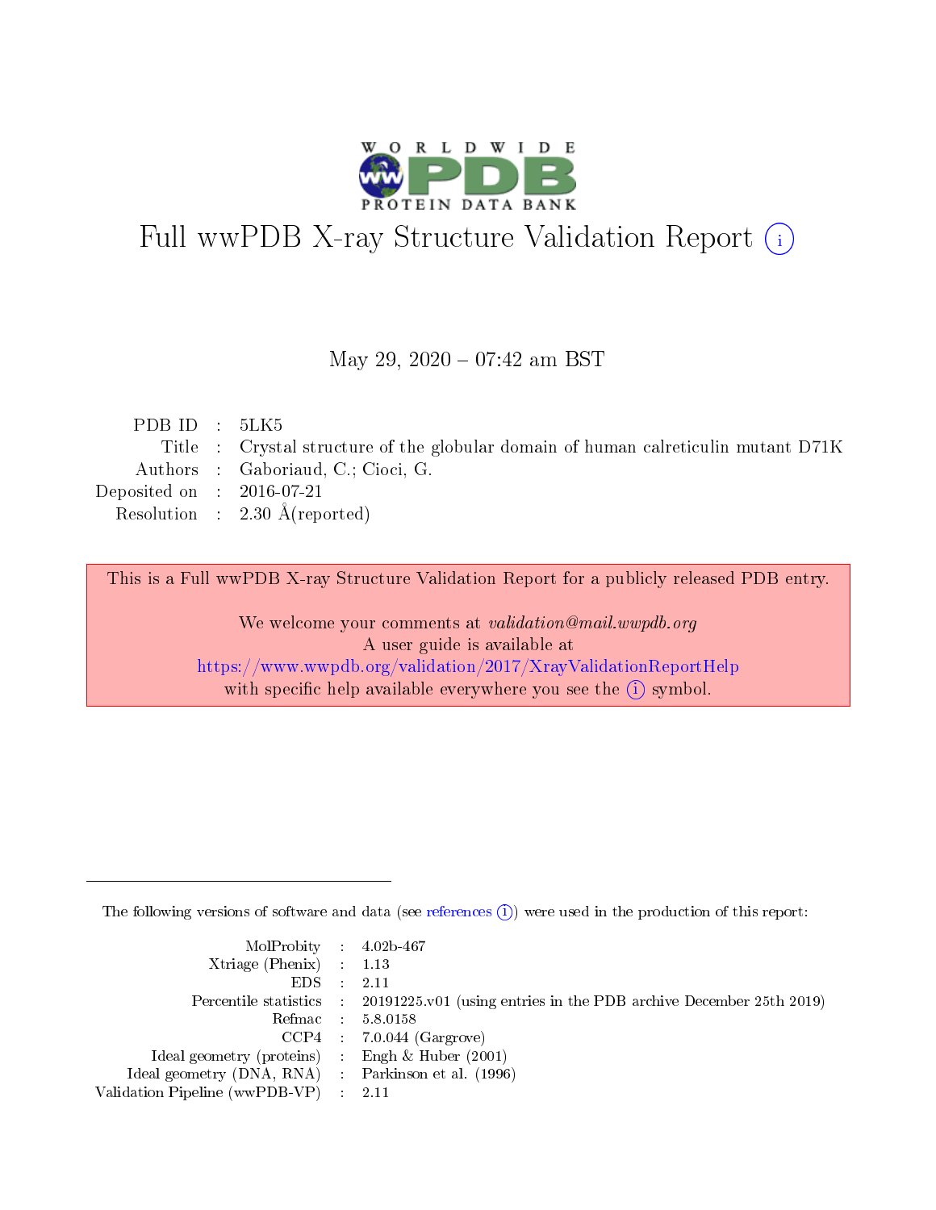# Full wwPDB X-ray Structure Validation Report (i)

May 29, 2020 – 07:42 am BST

| | | |
|---|---|---|
| PDB ID | : | 5LK5 |
| Title | : | Crystal structure of the globular domain of human calreticulin mutant D71K |
| Authors | : | Gaboriaud, C.; Cioci, G. |
| Deposited on | : | 2016-07-21 |
| Resolution | : | 2.30 Å(reported) |

This is a Full wwPDB X-ray Structure Validation Report for a publicly released PDB entry.

We welcome your comments at *validation@mail.wwpdb.org*
A user guide is available at
https://www.wwpdb.org/validation/2017/XrayValidationReportHelp
with specific help available everywhere you see the (i) symbol.

The following versions of software and data (see references (i)) were used in the production of this report:

| | | |
|---|---|---|
| MolProbity | : | 4.02b-467 |
| Xtriage (Phenix) | : | 1.13 |
| EDS | : | 2.11 |
| Percentile statistics | : | 20191225.v01 (using entries in the PDB archive December 25th 2019) |
| Refmac | : | 5.8.0158 |
| CCP4 | : | 7.0.044 (Gargrove) |
| Ideal geometry (proteins) | : | Engh & Huber (2001) |
| Ideal geometry (DNA, RNA) | : | Parkinson et al. (1996) |
| Validation Pipeline (wwPDB-VP) | : | 2.11 |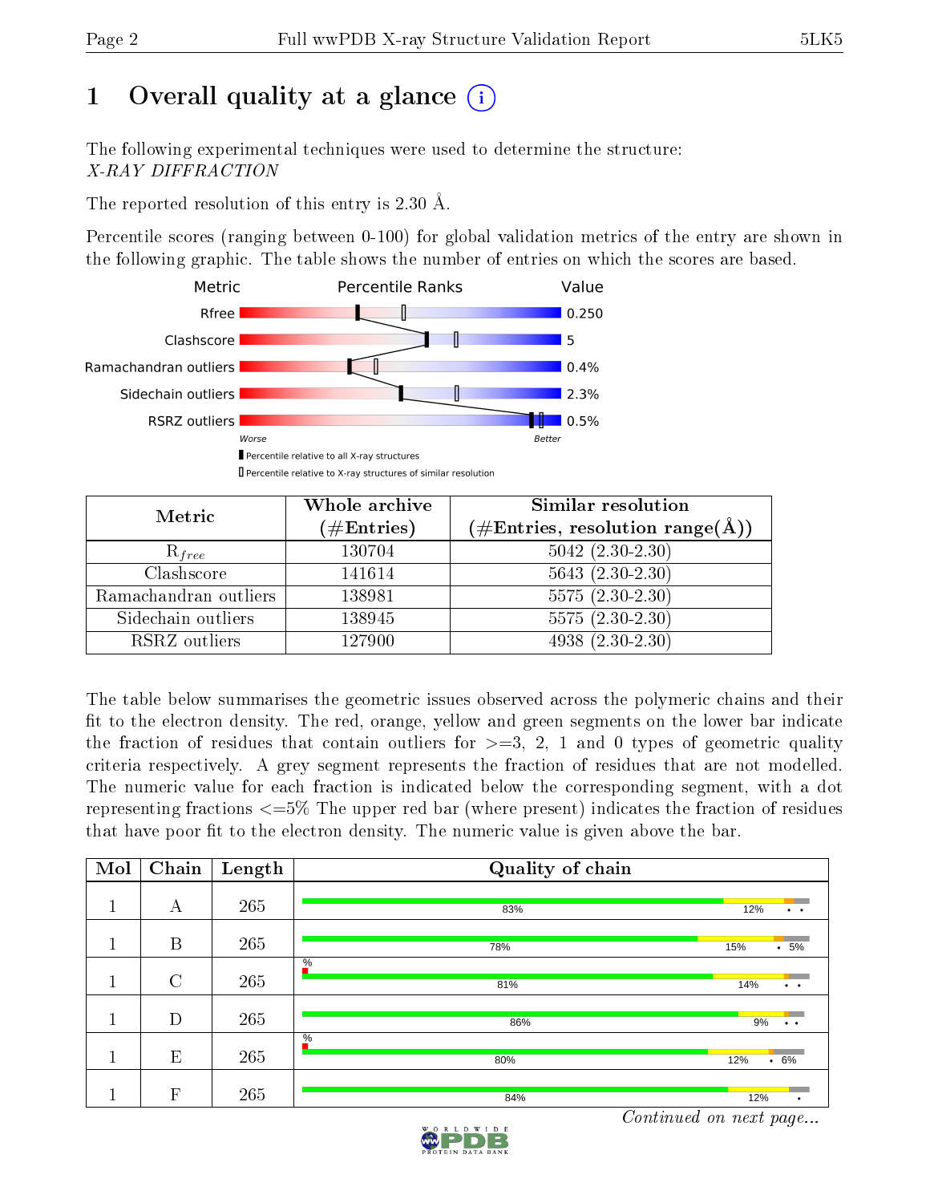# 1 Overall quality at a glance (i)

The following experimental techniques were used to determine the structure:
*X-RAY DIFFRACTION*

The reported resolution of this entry is 2.30 Å.

Percentile scores (ranging between 0-100) for global validation metrics of the entry are shown in the following graphic. The table shows the number of entries on which the scores are based.

| Metric | Value |
|---|---|
| Rfree | 0.250 |
| Clashscore | 5 |
| Ramachandran outliers | 0.4% |
| Sidechain outliers | 2.3% |
| RSRZ outliers | 0.5% |

Worse — Better

▮ Percentile relative to all X-ray structures
▯ Percentile relative to X-ray structures of similar resolution

| Metric | Whole archive (#Entries) | Similar resolution (#Entries, resolution range(Å)) |
|---|---|---|
| $R_{free}$ | 130704 | 5042 (2.30-2.30) |
| Clashscore | 141614 | 5643 (2.30-2.30) |
| Ramachandran outliers | 138981 | 5575 (2.30-2.30) |
| Sidechain outliers | 138945 | 5575 (2.30-2.30) |
| RSRZ outliers | 127900 | 4938 (2.30-2.30) |

The table below summarises the geometric issues observed across the polymeric chains and their fit to the electron density. The red, orange, yellow and green segments on the lower bar indicate the fraction of residues that contain outliers for >=3, 2, 1 and 0 types of geometric quality criteria respectively. A grey segment represents the fraction of residues that are not modelled. The numeric value for each fraction is indicated below the corresponding segment, with a dot representing fractions <=5% The upper red bar (where present) indicates the fraction of residues that have poor fit to the electron density. The numeric value is given above the bar.

| Mol | Chain | Length | Quality of chain |
|---|---|---|---|
| 1 | A | 265 | 83% · 12% · • • |
| 1 | B | 265 | 78% · 15% · • 5% |
| 1 | C | 265 | % / 81% · 14% · • • |
| 1 | D | 265 | 86% · 9% · • • |
| 1 | E | 265 | % / 80% · 12% · • 6% |
| 1 | F | 265 | 84% · 12% · • |

*Continued on next page...*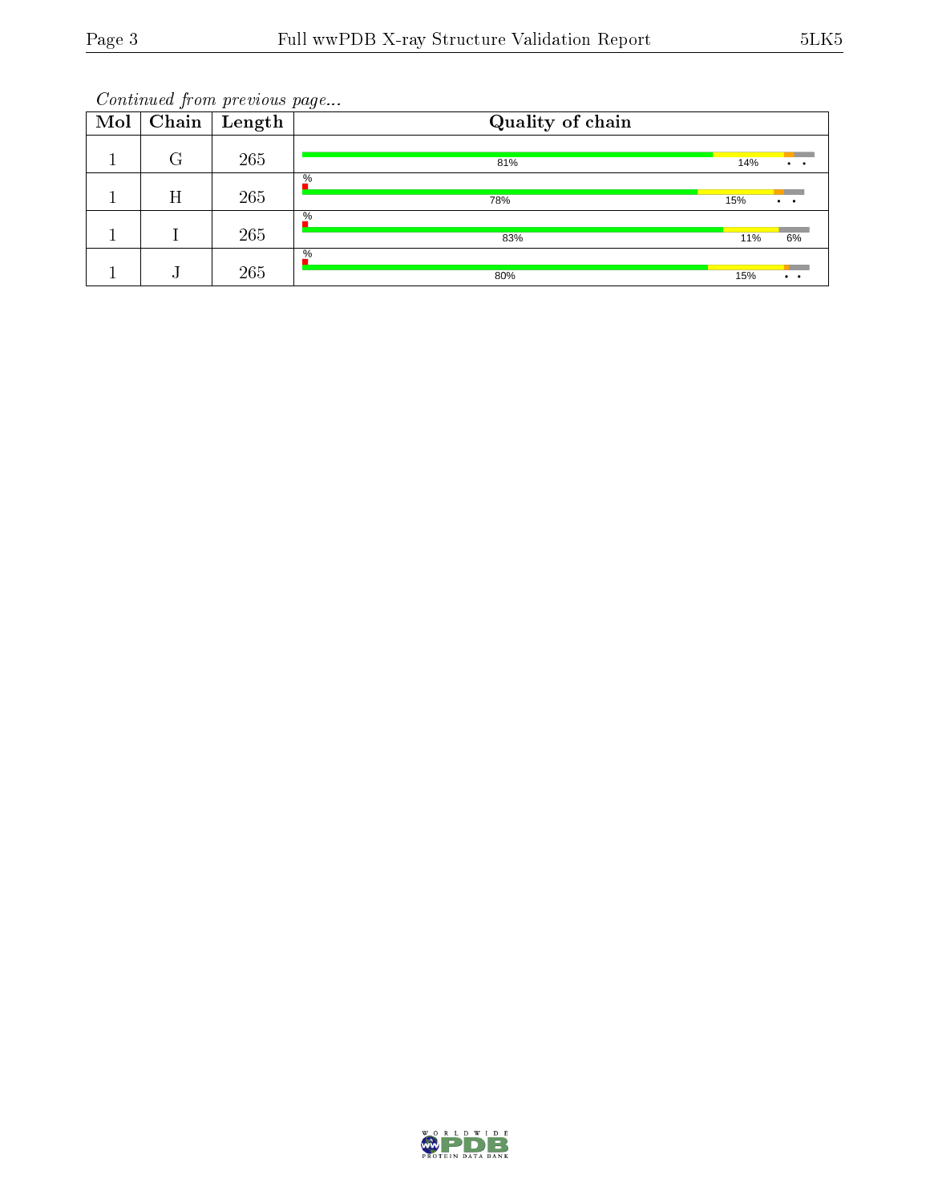*Continued from previous page...*

| Mol | Chain | Length | Quality of chain |
|---|---|---|---|
| 1 | G | 265 | 81% 14% • • |
| 1 | H | 265 | % 78% 15% • • |
| 1 | I | 265 | % 83% 11% 6% |
| 1 | J | 265 | % 80% 15% • • |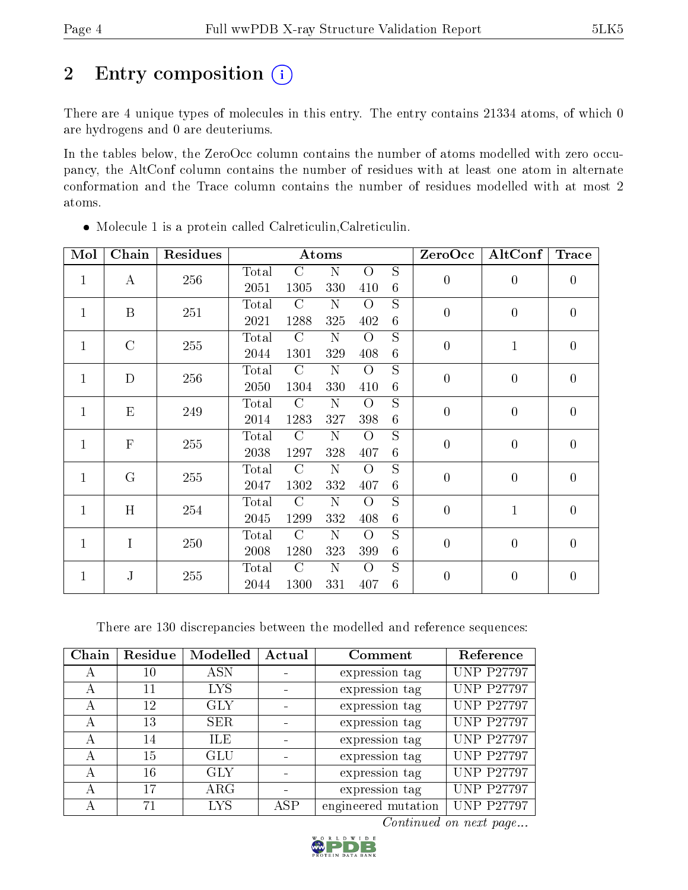# 2 Entry composition

There are 4 unique types of molecules in this entry. The entry contains 21334 atoms, of which 0 are hydrogens and 0 are deuteriums.

In the tables below, the ZeroOcc column contains the number of atoms modelled with zero occupancy, the AltConf column contains the number of residues with at least one atom in alternate conformation and the Trace column contains the number of residues modelled with at most 2 atoms.

- Molecule 1 is a protein called Calreticulin,Calreticulin.

| Mol | Chain | Residues | Atoms | | | | | ZeroOcc | AltConf | Trace |
|---|---|---|---|---|---|---|---|---|---|---|
| 1 | A | 256 | Total 2051 | C 1305 | N 330 | O 410 | S 6 | 0 | 0 | 0 |
| 1 | B | 251 | Total 2021 | C 1288 | N 325 | O 402 | S 6 | 0 | 0 | 0 |
| 1 | C | 255 | Total 2044 | C 1301 | N 329 | O 408 | S 6 | 0 | 1 | 0 |
| 1 | D | 256 | Total 2050 | C 1304 | N 330 | O 410 | S 6 | 0 | 0 | 0 |
| 1 | E | 249 | Total 2014 | C 1283 | N 327 | O 398 | S 6 | 0 | 0 | 0 |
| 1 | F | 255 | Total 2038 | C 1297 | N 328 | O 407 | S 6 | 0 | 0 | 0 |
| 1 | G | 255 | Total 2047 | C 1302 | N 332 | O 407 | S 6 | 0 | 0 | 0 |
| 1 | H | 254 | Total 2045 | C 1299 | N 332 | O 408 | S 6 | 0 | 1 | 0 |
| 1 | I | 250 | Total 2008 | C 1280 | N 323 | O 399 | S 6 | 0 | 0 | 0 |
| 1 | J | 255 | Total 2044 | C 1300 | N 331 | O 407 | S 6 | 0 | 0 | 0 |

There are 130 discrepancies between the modelled and reference sequences:

| Chain | Residue | Modelled | Actual | Comment | Reference |
|---|---|---|---|---|---|
| A | 10 | ASN | - | expression tag | UNP P27797 |
| A | 11 | LYS | - | expression tag | UNP P27797 |
| A | 12 | GLY | - | expression tag | UNP P27797 |
| A | 13 | SER | - | expression tag | UNP P27797 |
| A | 14 | ILE | - | expression tag | UNP P27797 |
| A | 15 | GLU | - | expression tag | UNP P27797 |
| A | 16 | GLY | - | expression tag | UNP P27797 |
| A | 17 | ARG | - | expression tag | UNP P27797 |
| A | 71 | LYS | ASP | engineered mutation | UNP P27797 |

*Continued on next page...*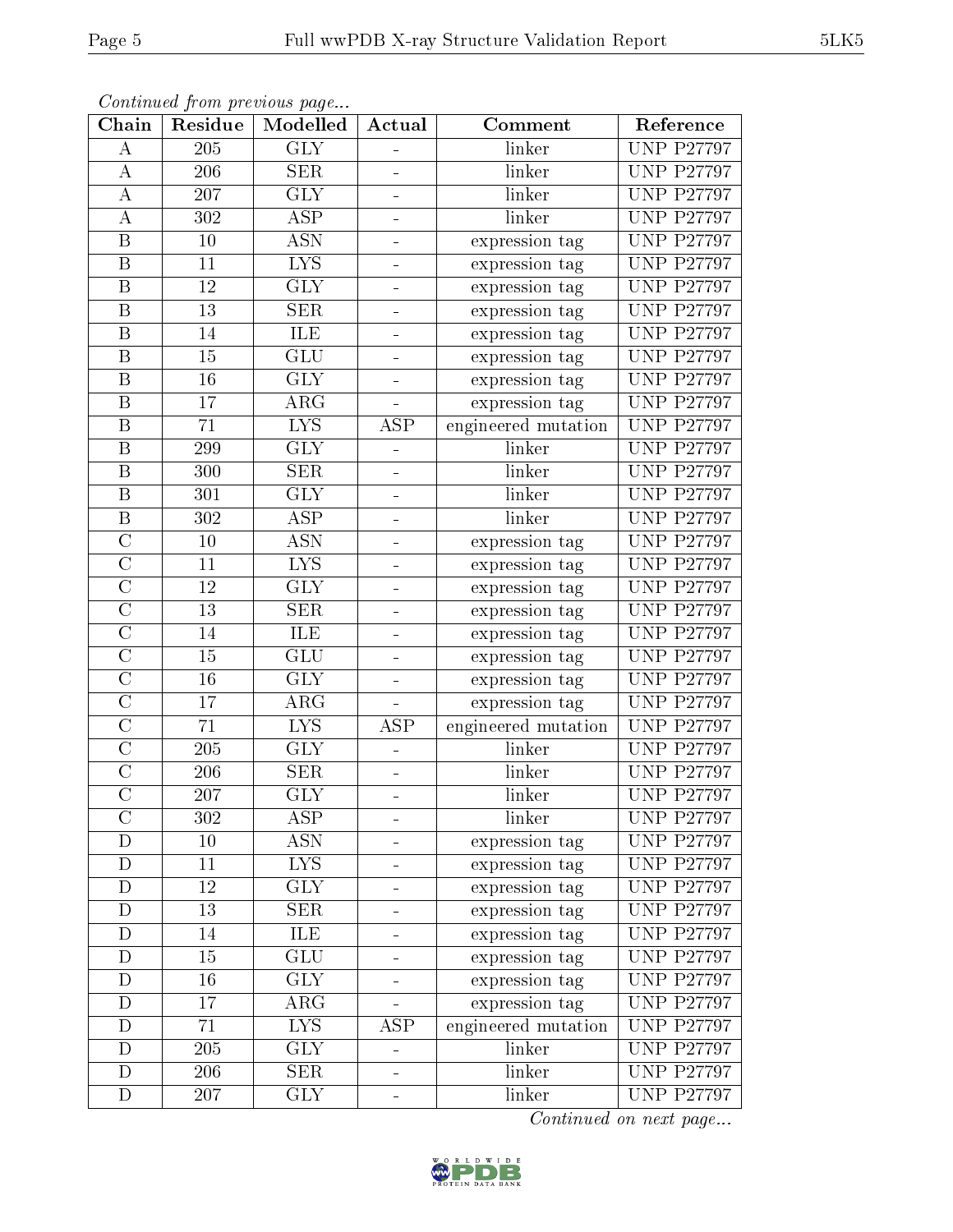*Continued from previous page...*

| Chain | Residue | Modelled | Actual | Comment | Reference |
|---|---|---|---|---|---|
| A | 205 | GLY | - | linker | UNP P27797 |
| A | 206 | SER | - | linker | UNP P27797 |
| A | 207 | GLY | - | linker | UNP P27797 |
| A | 302 | ASP | - | linker | UNP P27797 |
| B | 10 | ASN | - | expression tag | UNP P27797 |
| B | 11 | LYS | - | expression tag | UNP P27797 |
| B | 12 | GLY | - | expression tag | UNP P27797 |
| B | 13 | SER | - | expression tag | UNP P27797 |
| B | 14 | ILE | - | expression tag | UNP P27797 |
| B | 15 | GLU | - | expression tag | UNP P27797 |
| B | 16 | GLY | - | expression tag | UNP P27797 |
| B | 17 | ARG | - | expression tag | UNP P27797 |
| B | 71 | LYS | ASP | engineered mutation | UNP P27797 |
| B | 299 | GLY | - | linker | UNP P27797 |
| B | 300 | SER | - | linker | UNP P27797 |
| B | 301 | GLY | - | linker | UNP P27797 |
| B | 302 | ASP | - | linker | UNP P27797 |
| C | 10 | ASN | - | expression tag | UNP P27797 |
| C | 11 | LYS | - | expression tag | UNP P27797 |
| C | 12 | GLY | - | expression tag | UNP P27797 |
| C | 13 | SER | - | expression tag | UNP P27797 |
| C | 14 | ILE | - | expression tag | UNP P27797 |
| C | 15 | GLU | - | expression tag | UNP P27797 |
| C | 16 | GLY | - | expression tag | UNP P27797 |
| C | 17 | ARG | - | expression tag | UNP P27797 |
| C | 71 | LYS | ASP | engineered mutation | UNP P27797 |
| C | 205 | GLY | - | linker | UNP P27797 |
| C | 206 | SER | - | linker | UNP P27797 |
| C | 207 | GLY | - | linker | UNP P27797 |
| C | 302 | ASP | - | linker | UNP P27797 |
| D | 10 | ASN | - | expression tag | UNP P27797 |
| D | 11 | LYS | - | expression tag | UNP P27797 |
| D | 12 | GLY | - | expression tag | UNP P27797 |
| D | 13 | SER | - | expression tag | UNP P27797 |
| D | 14 | ILE | - | expression tag | UNP P27797 |
| D | 15 | GLU | - | expression tag | UNP P27797 |
| D | 16 | GLY | - | expression tag | UNP P27797 |
| D | 17 | ARG | - | expression tag | UNP P27797 |
| D | 71 | LYS | ASP | engineered mutation | UNP P27797 |
| D | 205 | GLY | - | linker | UNP P27797 |
| D | 206 | SER | - | linker | UNP P27797 |
| D | 207 | GLY | - | linker | UNP P27797 |

*Continued on next page...*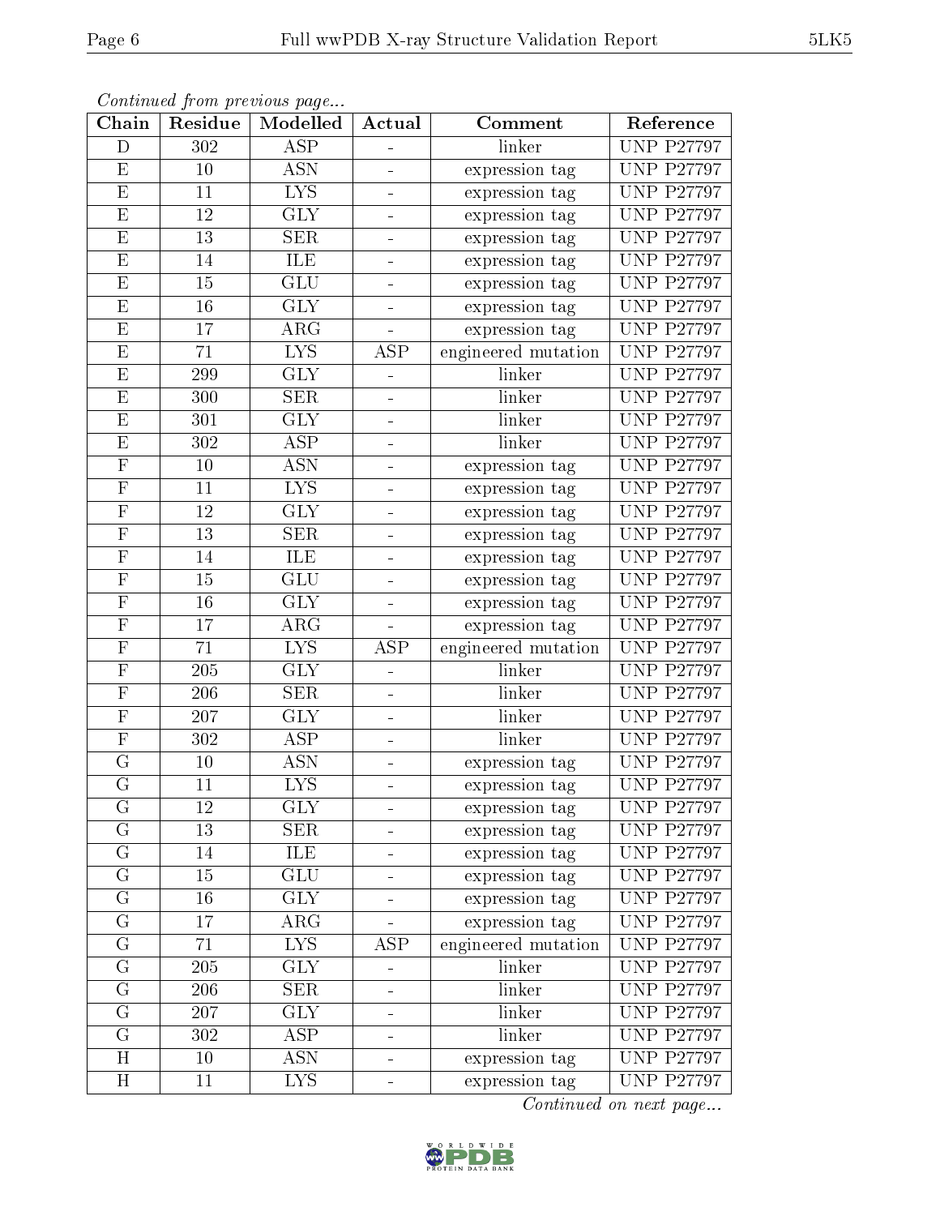*Continued from previous page...*

| Chain | Residue | Modelled | Actual | Comment | Reference |
|---|---|---|---|---|---|
| D | 302 | ASP | - | linker | UNP P27797 |
| E | 10 | ASN | - | expression tag | UNP P27797 |
| E | 11 | LYS | - | expression tag | UNP P27797 |
| E | 12 | GLY | - | expression tag | UNP P27797 |
| E | 13 | SER | - | expression tag | UNP P27797 |
| E | 14 | ILE | - | expression tag | UNP P27797 |
| E | 15 | GLU | - | expression tag | UNP P27797 |
| E | 16 | GLY | - | expression tag | UNP P27797 |
| E | 17 | ARG | - | expression tag | UNP P27797 |
| E | 71 | LYS | ASP | engineered mutation | UNP P27797 |
| E | 299 | GLY | - | linker | UNP P27797 |
| E | 300 | SER | - | linker | UNP P27797 |
| E | 301 | GLY | - | linker | UNP P27797 |
| E | 302 | ASP | - | linker | UNP P27797 |
| F | 10 | ASN | - | expression tag | UNP P27797 |
| F | 11 | LYS | - | expression tag | UNP P27797 |
| F | 12 | GLY | - | expression tag | UNP P27797 |
| F | 13 | SER | - | expression tag | UNP P27797 |
| F | 14 | ILE | - | expression tag | UNP P27797 |
| F | 15 | GLU | - | expression tag | UNP P27797 |
| F | 16 | GLY | - | expression tag | UNP P27797 |
| F | 17 | ARG | - | expression tag | UNP P27797 |
| F | 71 | LYS | ASP | engineered mutation | UNP P27797 |
| F | 205 | GLY | - | linker | UNP P27797 |
| F | 206 | SER | - | linker | UNP P27797 |
| F | 207 | GLY | - | linker | UNP P27797 |
| F | 302 | ASP | - | linker | UNP P27797 |
| G | 10 | ASN | - | expression tag | UNP P27797 |
| G | 11 | LYS | - | expression tag | UNP P27797 |
| G | 12 | GLY | - | expression tag | UNP P27797 |
| G | 13 | SER | - | expression tag | UNP P27797 |
| G | 14 | ILE | - | expression tag | UNP P27797 |
| G | 15 | GLU | - | expression tag | UNP P27797 |
| G | 16 | GLY | - | expression tag | UNP P27797 |
| G | 17 | ARG | - | expression tag | UNP P27797 |
| G | 71 | LYS | ASP | engineered mutation | UNP P27797 |
| G | 205 | GLY | - | linker | UNP P27797 |
| G | 206 | SER | - | linker | UNP P27797 |
| G | 207 | GLY | - | linker | UNP P27797 |
| G | 302 | ASP | - | linker | UNP P27797 |
| H | 10 | ASN | - | expression tag | UNP P27797 |
| H | 11 | LYS | - | expression tag | UNP P27797 |

*Continued on next page...*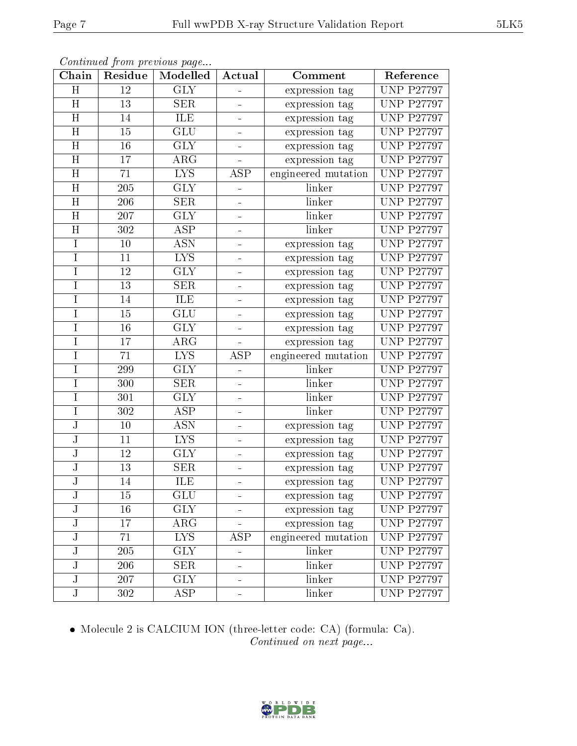*Continued from previous page...*

| Chain | Residue | Modelled | Actual | Comment | Reference |
|---|---|---|---|---|---|
| H | 12 | GLY | - | expression tag | UNP P27797 |
| H | 13 | SER | - | expression tag | UNP P27797 |
| H | 14 | ILE | - | expression tag | UNP P27797 |
| H | 15 | GLU | - | expression tag | UNP P27797 |
| H | 16 | GLY | - | expression tag | UNP P27797 |
| H | 17 | ARG | - | expression tag | UNP P27797 |
| H | 71 | LYS | ASP | engineered mutation | UNP P27797 |
| H | 205 | GLY | - | linker | UNP P27797 |
| H | 206 | SER | - | linker | UNP P27797 |
| H | 207 | GLY | - | linker | UNP P27797 |
| H | 302 | ASP | - | linker | UNP P27797 |
| I | 10 | ASN | - | expression tag | UNP P27797 |
| I | 11 | LYS | - | expression tag | UNP P27797 |
| I | 12 | GLY | - | expression tag | UNP P27797 |
| I | 13 | SER | - | expression tag | UNP P27797 |
| I | 14 | ILE | - | expression tag | UNP P27797 |
| I | 15 | GLU | - | expression tag | UNP P27797 |
| I | 16 | GLY | - | expression tag | UNP P27797 |
| I | 17 | ARG | - | expression tag | UNP P27797 |
| I | 71 | LYS | ASP | engineered mutation | UNP P27797 |
| I | 299 | GLY | - | linker | UNP P27797 |
| I | 300 | SER | - | linker | UNP P27797 |
| I | 301 | GLY | - | linker | UNP P27797 |
| I | 302 | ASP | - | linker | UNP P27797 |
| J | 10 | ASN | - | expression tag | UNP P27797 |
| J | 11 | LYS | - | expression tag | UNP P27797 |
| J | 12 | GLY | - | expression tag | UNP P27797 |
| J | 13 | SER | - | expression tag | UNP P27797 |
| J | 14 | ILE | - | expression tag | UNP P27797 |
| J | 15 | GLU | - | expression tag | UNP P27797 |
| J | 16 | GLY | - | expression tag | UNP P27797 |
| J | 17 | ARG | - | expression tag | UNP P27797 |
| J | 71 | LYS | ASP | engineered mutation | UNP P27797 |
| J | 205 | GLY | - | linker | UNP P27797 |
| J | 206 | SER | - | linker | UNP P27797 |
| J | 207 | GLY | - | linker | UNP P27797 |
| J | 302 | ASP | - | linker | UNP P27797 |

- Molecule 2 is CALCIUM ION (three-letter code: CA) (formula: Ca).

*Continued on next page...*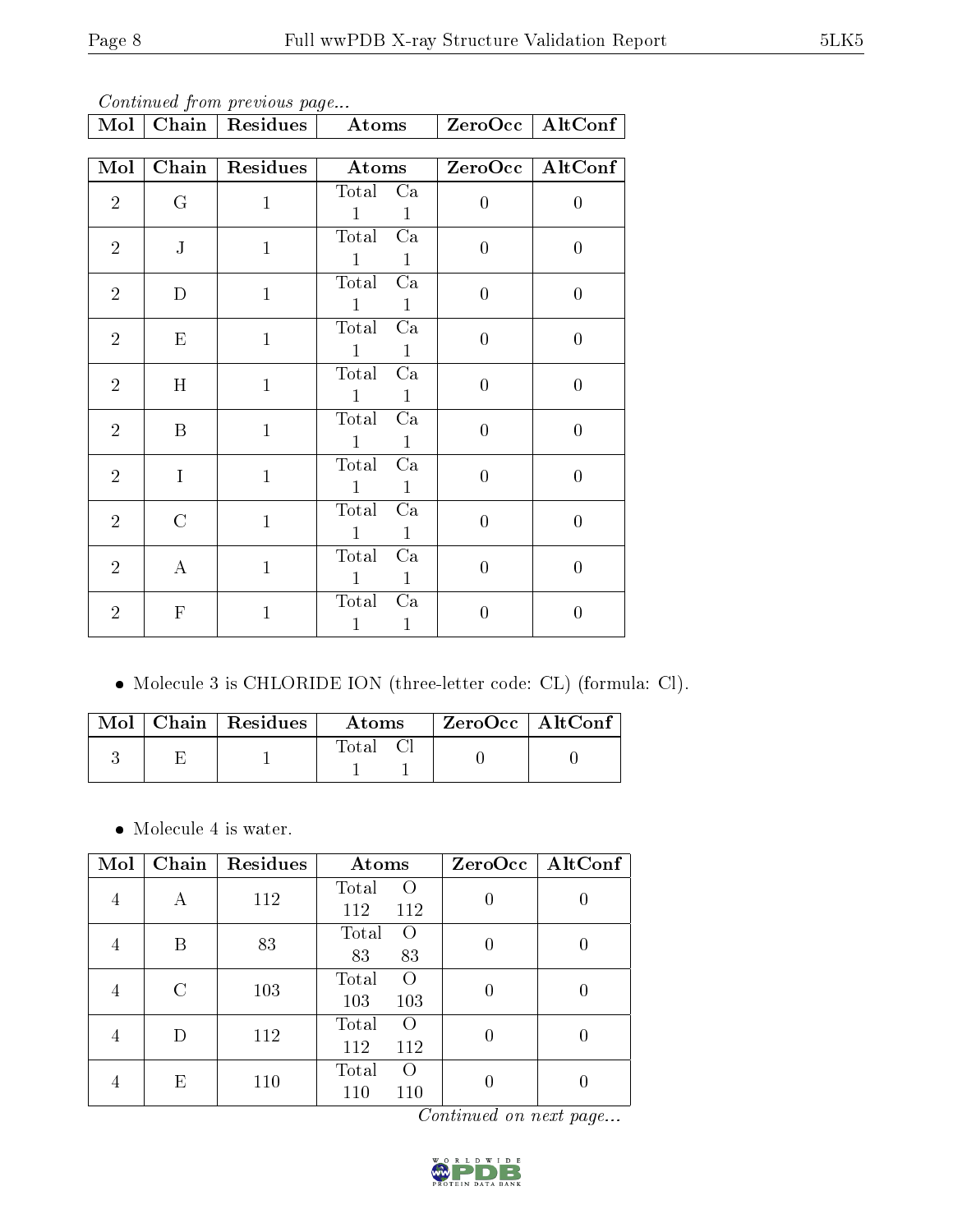*Continued from previous page...*

| Mol | Chain | Residues | Atoms | ZeroOcc | AltConf |
|---|---|---|---|---|---|
| 2 | G | 1 | Total Ca<br>1 1 | 0 | 0 |
| 2 | J | 1 | Total Ca<br>1 1 | 0 | 0 |
| 2 | D | 1 | Total Ca<br>1 1 | 0 | 0 |
| 2 | E | 1 | Total Ca<br>1 1 | 0 | 0 |
| 2 | H | 1 | Total Ca<br>1 1 | 0 | 0 |
| 2 | B | 1 | Total Ca<br>1 1 | 0 | 0 |
| 2 | I | 1 | Total Ca<br>1 1 | 0 | 0 |
| 2 | C | 1 | Total Ca<br>1 1 | 0 | 0 |
| 2 | A | 1 | Total Ca<br>1 1 | 0 | 0 |
| 2 | F | 1 | Total Ca<br>1 1 | 0 | 0 |

- Molecule 3 is CHLORIDE ION (three-letter code: CL) (formula: Cl).

| Mol | Chain | Residues | Atoms | ZeroOcc | AltConf |
|---|---|---|---|---|---|
| 3 | E | 1 | Total Cl<br>1 1 | 0 | 0 |

- Molecule 4 is water.

| Mol | Chain | Residues | Atoms | ZeroOcc | AltConf |
|---|---|---|---|---|---|
| 4 | A | 112 | Total O<br>112 112 | 0 | 0 |
| 4 | B | 83 | Total O<br>83 83 | 0 | 0 |
| 4 | C | 103 | Total O<br>103 103 | 0 | 0 |
| 4 | D | 112 | Total O<br>112 112 | 0 | 0 |
| 4 | E | 110 | Total O<br>110 110 | 0 | 0 |

*Continued on next page...*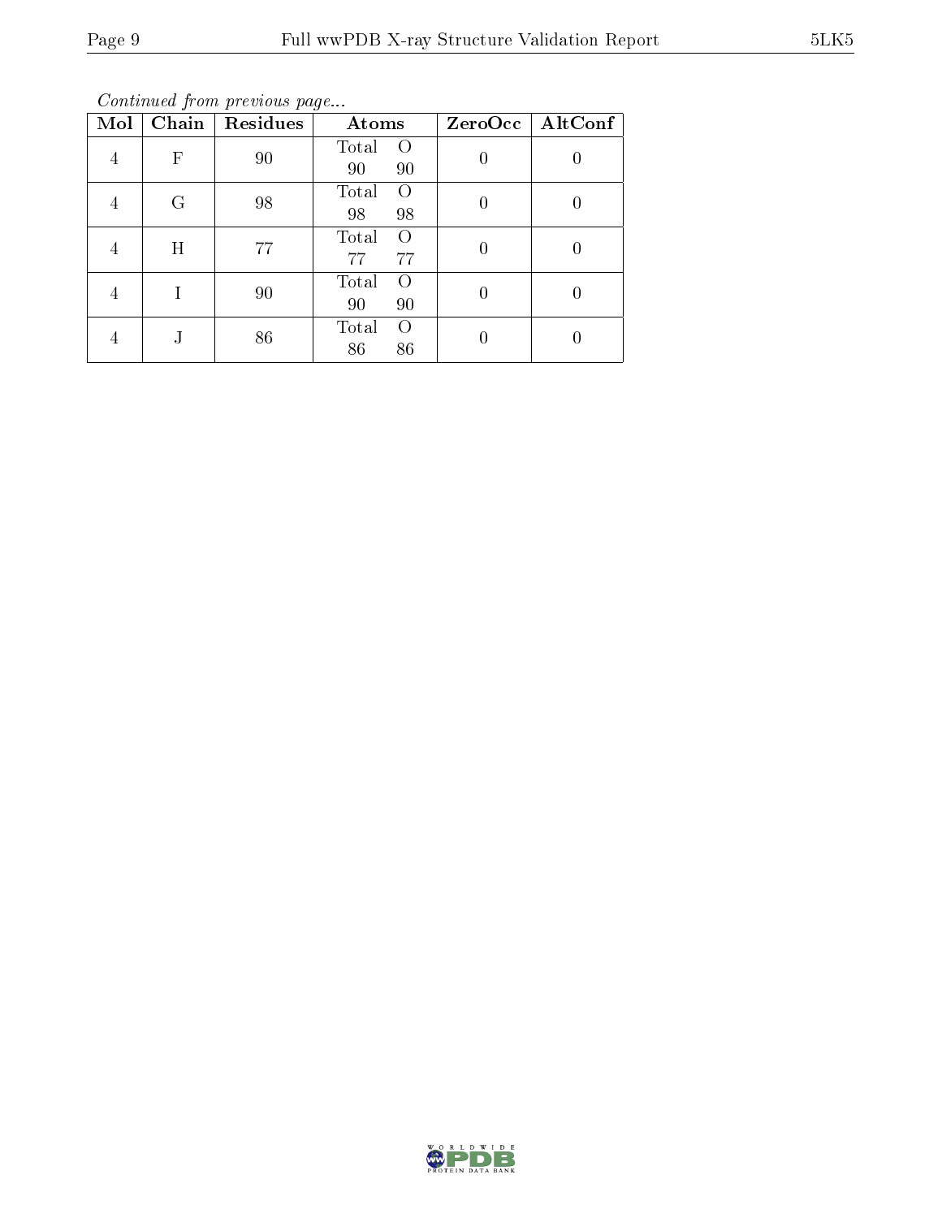*Continued from previous page...*

| Mol | Chain | Residues | Atoms | ZeroOcc | AltConf |
|---|---|---|---|---|---|
| 4 | F | 90 | Total O<br>90 90 | 0 | 0 |
| 4 | G | 98 | Total O<br>98 98 | 0 | 0 |
| 4 | H | 77 | Total O<br>77 77 | 0 | 0 |
| 4 | I | 90 | Total O<br>90 90 | 0 | 0 |
| 4 | J | 86 | Total O<br>86 86 | 0 | 0 |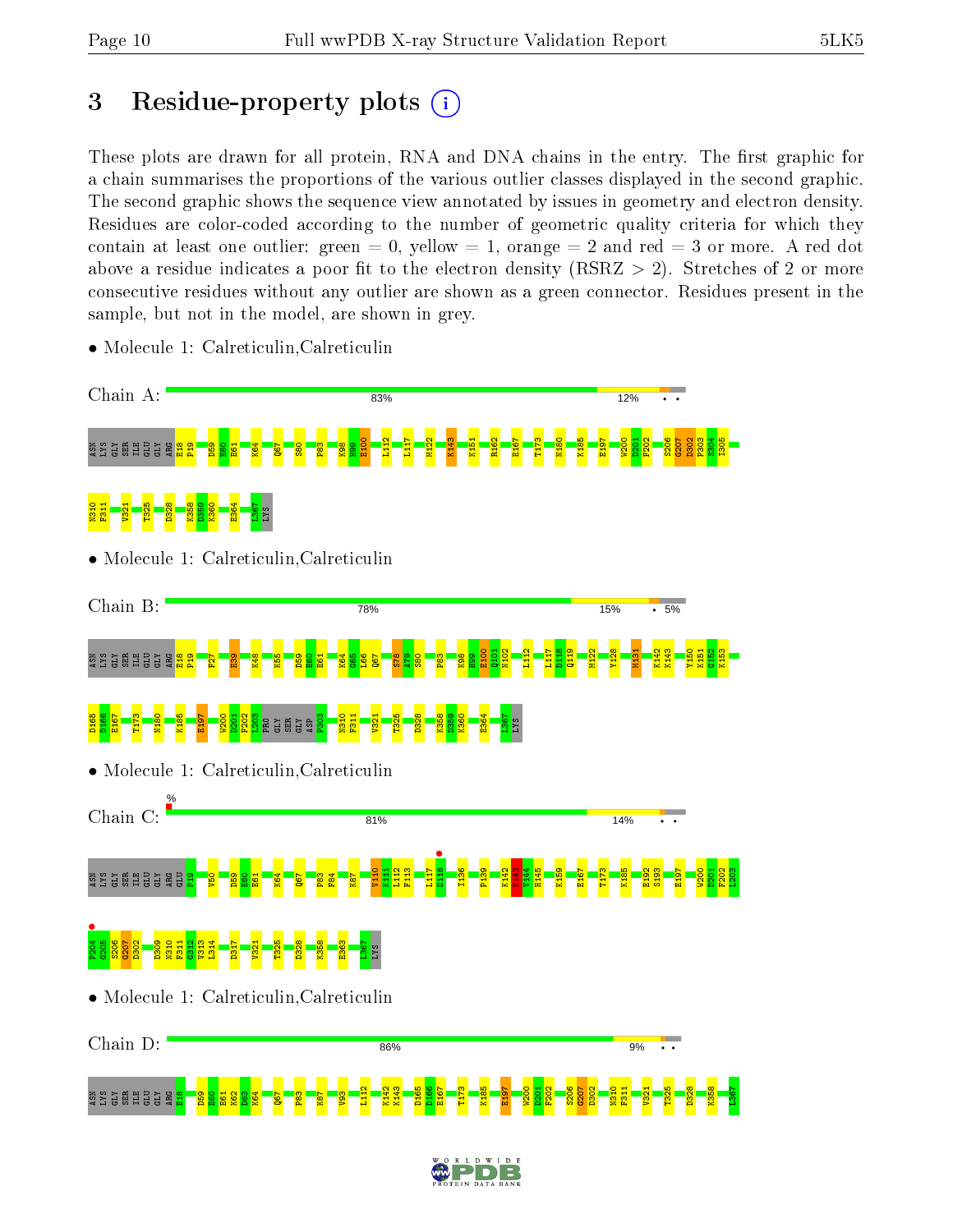# 3 Residue-property plots

These plots are drawn for all protein, RNA and DNA chains in the entry. The first graphic for a chain summarises the proportions of the various outlier classes displayed in the second graphic. The second graphic shows the sequence view annotated by issues in geometry and electron density. Residues are color-coded according to the number of geometric quality criteria for which they contain at least one outlier: green = 0, yellow = 1, orange = 2 and red = 3 or more. A red dot above a residue indicates a poor fit to the electron density (RSRZ > 2). Stretches of 2 or more consecutive residues without any outlier are shown as a green connector. Residues present in the sample, but not in the model, are shown in grey.

- Molecule 1: Calreticulin,Calreticulin

Chain A: 83% 12% • •

ASN LYS GLY SER ILE GLU GLY ARG E18 P19 D59 E60 E61 K64 Q67 S80 P83 K98 H99 E100 L112 L117 M122 K143 K151 R162 E167 T173 N180 K185 E197 W200 D201 F202 S206 G207 D302 P303 S304 I305 N310 F311 V321 T325 D328 K358 D359 K360 E364 L367 LYS

- Molecule 1: Calreticulin,Calreticulin

Chain B: 78% 15% • 5%

ASN LYS GLY SER ILE GLU GLY ARG E18 P19 F27 E39 K48 K55 D59 E60 E61 K64 G65 L66 Q67 S78 A79 S80 P83 K98 H99 E100 N101 H102 L112 L117 D118 Q119 M122 Y128 M131 K142 K143 V150 K151 G152 K153 D165 D166 E167 T173 N180 K185 E197 W200 D201 F202 L203 PRO GLY SER GLY ASP P303 N310 F311 V321 T325 D328 K358 D359 K360 E364 L367 LYS

- Molecule 1: Calreticulin,Calreticulin

Chain C: % 81% 14% • •

ASN LYS GLY SER ILE GLU GLY ARG GLU P19 V50 D59 E60 E61 K64 Q67 P83 F84 K87 V110 K111 L112 F113 L117 D118 I136 P139 K142 K143 V144 H145 K159 E167 T173 K185 E192 S193 E197 W200 D201 F202 L203 P204 G205 S206 G207 D302 D309 N310 F311 G312 V313 L314 D317 V321 T325 D328 K358 E363 L367 LYS

- Molecule 1: Calreticulin,Calreticulin

Chain D: 86% 9% • •

ASN LYS GLY SER ILE GLU GLY ARG E18 D59 E60 E61 K62 D63 K64 Q67 P83 K87 V93 L112 K142 K143 D165 D166 E167 T173 K185 E197 W200 D201 F202 S206 G207 D302 N310 F311 V321 T325 D328 K358 L367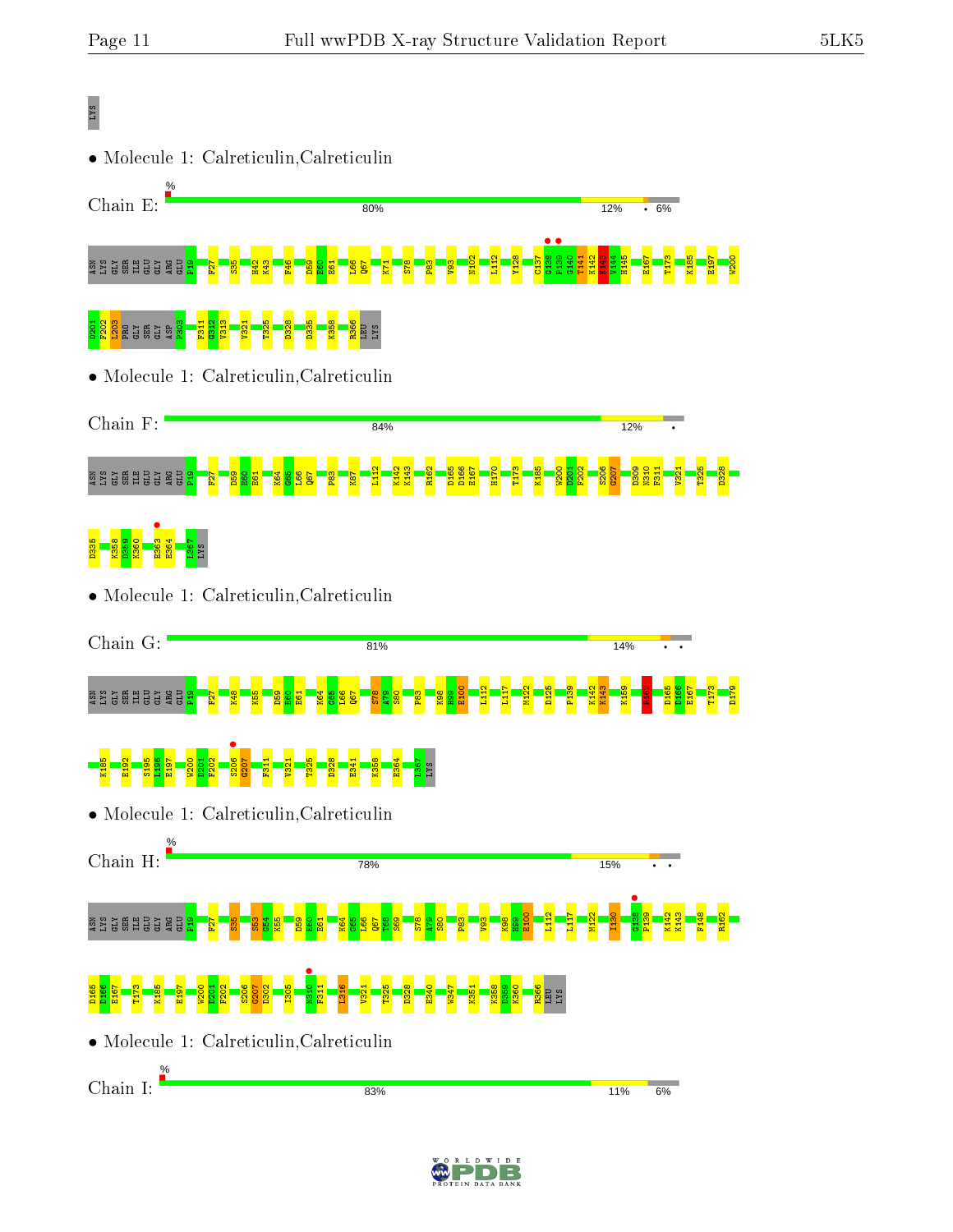LYS

- Molecule 1: Calreticulin,Calreticulin

Chain E: % 80% 12% • 6%

ASN LYS GLY SER ILE GLU GLY ARG GLU F19 F27 S35 H42 K43 F46 D59 E60 E61 L66 Q67 K71 S78 P83 V93 N102 L112 Y128 C137 G138 P139 G140 T141 K142 K143 V144 H145 E167 T173 K185 E197 W200 D201 F202 L203 PRO GLY SER GLY ASP P303 F311 G312 V313 V321 T325 D328 D335 K358 R366 LEU LYS

- Molecule 1: Calreticulin,Calreticulin

Chain F: 84% 12% •

ASN LYS GLY SER ILE GLU GLY ARG GLU F19 F27 D59 E60 E61 K64 G65 L66 Q67 P83 K87 L112 K142 K143 R162 D165 D166 E167 H170 T173 K185 W200 D201 F202 S206 G207 D309 N310 F311 V321 T325 D328 D335 K358 D359 K360 E363 E364 L367 LYS

- Molecule 1: Calreticulin,Calreticulin

Chain G: 81% 14% • •

ASN LYS GLY SER ILE GLU GLY ARG GLU F19 F27 K48 K55 D59 E60 E61 K64 G65 L66 Q67 S78 A79 S80 P83 K98 H99 E100 L112 L117 M122 D125 P139 K142 K143 K159 R162 D165 D166 E167 T173 D179 K185 E192 S195 L196 E197 W200 D201 F202 S206 G207 F311 V321 T325 D328 E341 K358 E364 L367 LYS

- Molecule 1: Calreticulin,Calreticulin

Chain H: % 78% 15% • •

ASN LYS GLY SER ILE GLU GLY ARG GLU F19 F27 S35 S53 G54 K55 D59 E60 E61 K64 G65 L66 Q67 T68 S69 S78 A79 S80 P83 V93 K98 H99 E100 L112 L117 M122 I130 G138 P139 K142 K143 F148 R162 D165 D166 E167 T173 K185 E197 W200 D201 F202 S206 G207 D302 I305 N310 F311 L316 V321 T325 D328 E340 W347 K351 K358 D359 K360 R366 LEU LYS

- Molecule 1: Calreticulin,Calreticulin

Chain I: % 83% 11% 6%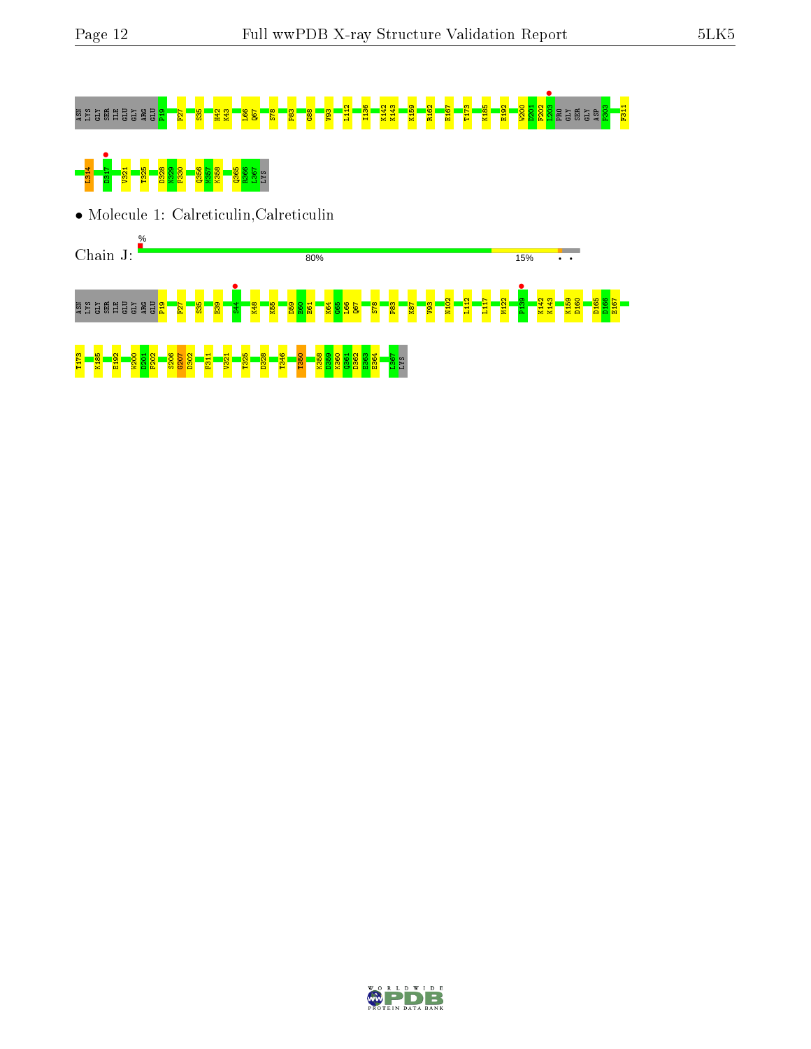ASN LYS GLY SER ILE GLU GLY ARG GLU P19 F27 S35 H42 K43 L66 Q67 S78 P83 G88 V93 L112 I136 K142 K143 K159 R162 E167 T173 K185 E192 W200 D201 F202 L203 PRO GLY SER GLY ASP P303 F311

L314 D317 V321 T325 D328 N329 F330 Q356 M357 K358 Q365 K366 L367 LYS

- Molecule 1: Calreticulin,Calreticulin

Chain J: % 80% 15% • •

ASN LYS GLY SER ILE GLU GLY ARG GLU P19 F27 S35 E39 S44 K48 K55 D59 E60 E61 K64 G65 L66 Q67 S78 P83 K87 V93 N102 L112 L117 M122 P139 K142 K143 K159 D160 D165 D166 E167

T173 K185 E192 W200 D201 F202 S206 G207 D302 F311 V321 T325 D328 T346 T350 K358 D359 K360 Q361 D362 E363 E364 L367 LYS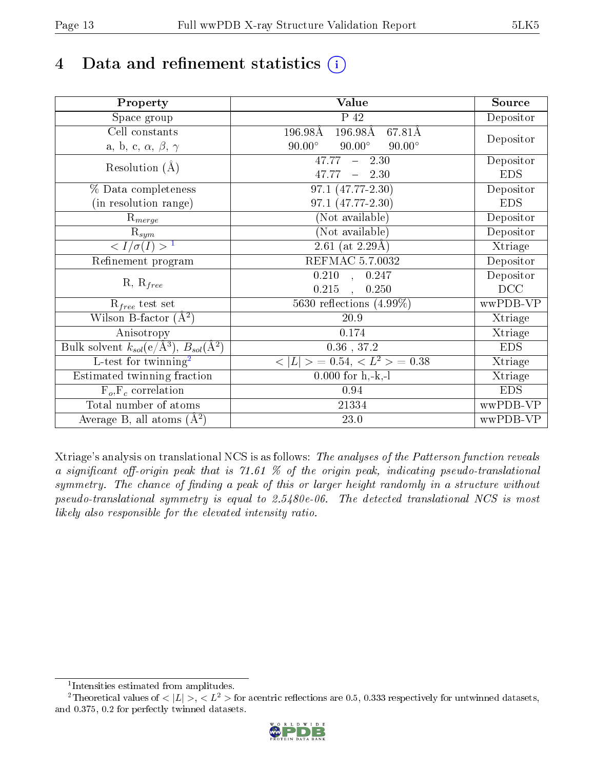# 4 Data and refinement statistics

| Property | Value | Source |
|---|---|---|
| Space group | P 42 | Depositor |
| Cell constants<br>a, b, c, $\alpha$, $\beta$, $\gamma$ | 196.98Å 196.98Å 67.81Å<br>90.00° 90.00° 90.00° | Depositor |
| Resolution (Å) | 47.77 – 2.30<br>47.77 – 2.30 | Depositor<br>EDS |
| % Data completeness<br>(in resolution range) | 97.1 (47.77-2.30)<br>97.1 (47.77-2.30) | Depositor<br>EDS |
| $R_{merge}$ | (Not available) | Depositor |
| $R_{sym}$ | (Not available) | Depositor |
| $< I/\sigma(I) >$ [1] | 2.61 (at 2.29Å) | Xtriage |
| Refinement program | REFMAC 5.7.0032 | Depositor |
| R, $R_{free}$ | 0.210 , 0.247<br>0.215 , 0.250 | Depositor<br>DCC |
| $R_{free}$ test set | 5630 reflections (4.99%) | wwPDB-VP |
| Wilson B-factor (Å$^2$) | 20.9 | Xtriage |
| Anisotropy | 0.174 | Xtriage |
| Bulk solvent $k_{sol}$(e/Å$^3$), $B_{sol}$(Å$^2$) | 0.36 , 37.2 | EDS |
| L-test for twinning[2] | $< \|L\| > = 0.54$, $< L^2 > = 0.38$ | Xtriage |
| Estimated twinning fraction | 0.000 for h,-k,-l | Xtriage |
| $F_o$,$F_c$ correlation | 0.94 | EDS |
| Total number of atoms | 21334 | wwPDB-VP |
| Average B, all atoms (Å$^2$) | 23.0 | wwPDB-VP |

Xtriage's analysis on translational NCS is as follows: *The analyses of the Patterson function reveals a significant off-origin peak that is 71.61 % of the origin peak, indicating pseudo-translational symmetry. The chance of finding a peak of this or larger height randomly in a structure without pseudo-translational symmetry is equal to 2.5480e-06. The detected translational NCS is most likely also responsible for the elevated intensity ratio.*

[1] Intensities estimated from amplitudes.

[2] Theoretical values of $< |L| >$, $< L^2 >$ for acentric reflections are 0.5, 0.333 respectively for untwinned datasets, and 0.375, 0.2 for perfectly twinned datasets.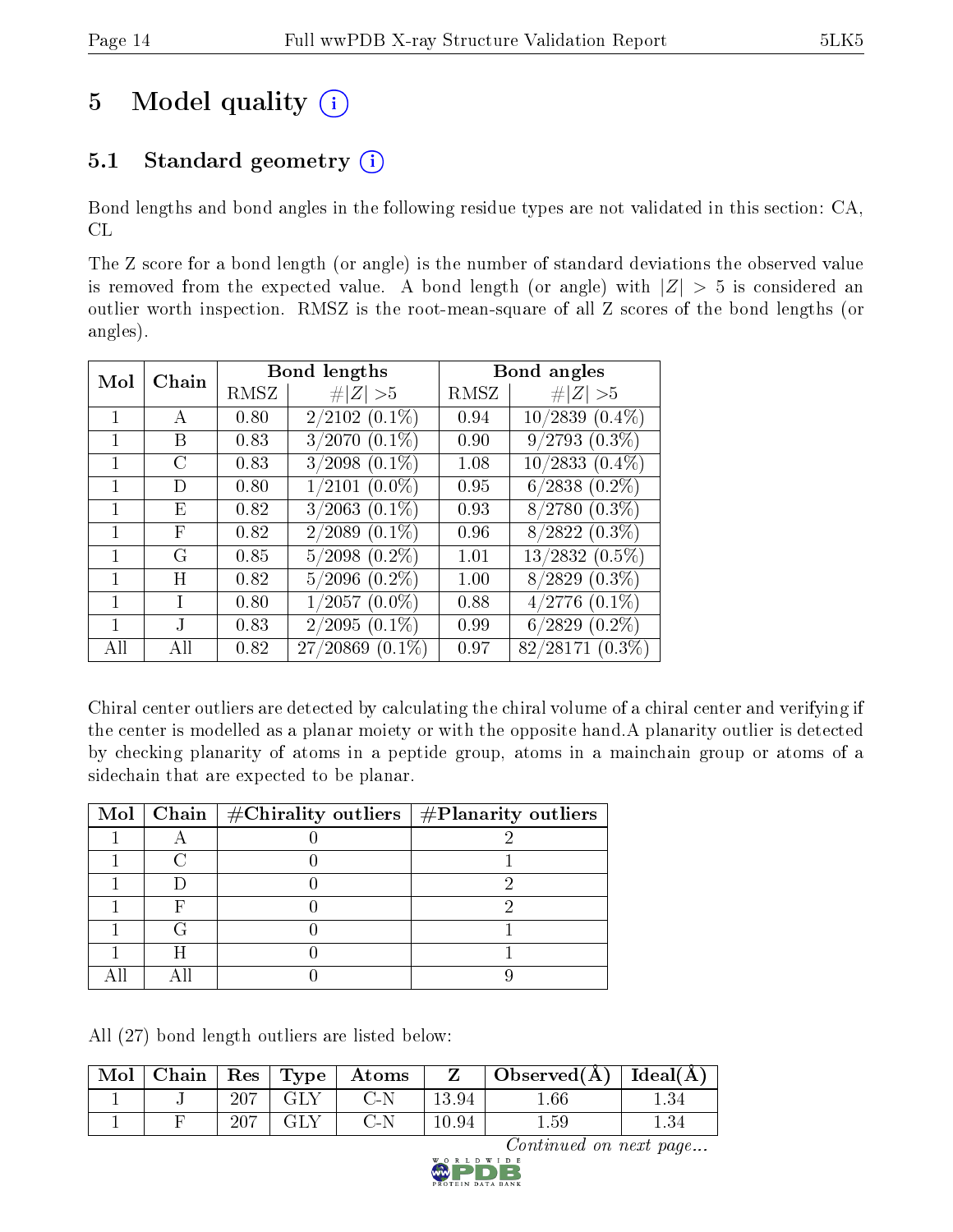# 5 Model quality

## 5.1 Standard geometry

Bond lengths and bond angles in the following residue types are not validated in this section: CA, CL

The Z score for a bond length (or angle) is the number of standard deviations the observed value is removed from the expected value. A bond length (or angle) with $|Z| > 5$ is considered an outlier worth inspection. RMSZ is the root-mean-square of all Z scores of the bond lengths (or angles).

| Mol | Chain | Bond lengths | | Bond angles | |
|---|---|---|---|---|---|
| | | RMSZ | #\|Z\| >5 | RMSZ | #\|Z\| >5 |
| 1 | A | 0.80 | 2/2102 (0.1%) | 0.94 | 10/2839 (0.4%) |
| 1 | B | 0.83 | 3/2070 (0.1%) | 0.90 | 9/2793 (0.3%) |
| 1 | C | 0.83 | 3/2098 (0.1%) | 1.08 | 10/2833 (0.4%) |
| 1 | D | 0.80 | 1/2101 (0.0%) | 0.95 | 6/2838 (0.2%) |
| 1 | E | 0.82 | 3/2063 (0.1%) | 0.93 | 8/2780 (0.3%) |
| 1 | F | 0.82 | 2/2089 (0.1%) | 0.96 | 8/2822 (0.3%) |
| 1 | G | 0.85 | 5/2098 (0.2%) | 1.01 | 13/2832 (0.5%) |
| 1 | H | 0.82 | 5/2096 (0.2%) | 1.00 | 8/2829 (0.3%) |
| 1 | I | 0.80 | 1/2057 (0.0%) | 0.88 | 4/2776 (0.1%) |
| 1 | J | 0.83 | 2/2095 (0.1%) | 0.99 | 6/2829 (0.2%) |
| All | All | 0.82 | 27/20869 (0.1%) | 0.97 | 82/28171 (0.3%) |

Chiral center outliers are detected by calculating the chiral volume of a chiral center and verifying if the center is modelled as a planar moiety or with the opposite hand.A planarity outlier is detected by checking planarity of atoms in a peptide group, atoms in a mainchain group or atoms of a sidechain that are expected to be planar.

| Mol | Chain | #Chirality outliers | #Planarity outliers |
|---|---|---|---|
| 1 | A | 0 | 2 |
| 1 | C | 0 | 1 |
| 1 | D | 0 | 2 |
| 1 | F | 0 | 2 |
| 1 | G | 0 | 1 |
| 1 | H | 0 | 1 |
| All | All | 0 | 9 |

All (27) bond length outliers are listed below:

| Mol | Chain | Res | Type | Atoms | Z | Observed(Å) | Ideal(Å) |
|---|---|---|---|---|---|---|---|
| 1 | J | 207 | GLY | C-N | 13.94 | 1.66 | 1.34 |
| 1 | F | 207 | GLY | C-N | 10.94 | 1.59 | 1.34 |

*Continued on next page...*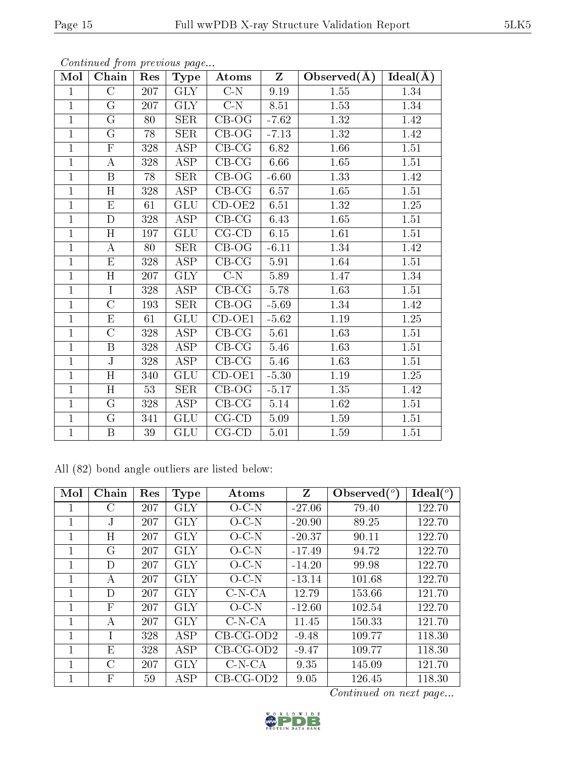*Continued from previous page...*

| Mol | Chain | Res | Type | Atoms | Z | Observed(Å) | Ideal(Å) |
|---|---|---|---|---|---|---|---|
| 1 | C | 207 | GLY | C-N | 9.19 | 1.55 | 1.34 |
| 1 | G | 207 | GLY | C-N | 8.51 | 1.53 | 1.34 |
| 1 | G | 80 | SER | CB-OG | -7.62 | 1.32 | 1.42 |
| 1 | G | 78 | SER | CB-OG | -7.13 | 1.32 | 1.42 |
| 1 | F | 328 | ASP | CB-CG | 6.82 | 1.66 | 1.51 |
| 1 | A | 328 | ASP | CB-CG | 6.66 | 1.65 | 1.51 |
| 1 | B | 78 | SER | CB-OG | -6.60 | 1.33 | 1.42 |
| 1 | H | 328 | ASP | CB-CG | 6.57 | 1.65 | 1.51 |
| 1 | E | 61 | GLU | CD-OE2 | 6.51 | 1.32 | 1.25 |
| 1 | D | 328 | ASP | CB-CG | 6.43 | 1.65 | 1.51 |
| 1 | H | 197 | GLU | CG-CD | 6.15 | 1.61 | 1.51 |
| 1 | A | 80 | SER | CB-OG | -6.11 | 1.34 | 1.42 |
| 1 | E | 328 | ASP | CB-CG | 5.91 | 1.64 | 1.51 |
| 1 | H | 207 | GLY | C-N | 5.89 | 1.47 | 1.34 |
| 1 | I | 328 | ASP | CB-CG | 5.78 | 1.63 | 1.51 |
| 1 | C | 193 | SER | CB-OG | -5.69 | 1.34 | 1.42 |
| 1 | E | 61 | GLU | CD-OE1 | -5.62 | 1.19 | 1.25 |
| 1 | C | 328 | ASP | CB-CG | 5.61 | 1.63 | 1.51 |
| 1 | B | 328 | ASP | CB-CG | 5.46 | 1.63 | 1.51 |
| 1 | J | 328 | ASP | CB-CG | 5.46 | 1.63 | 1.51 |
| 1 | H | 340 | GLU | CD-OE1 | -5.30 | 1.19 | 1.25 |
| 1 | H | 53 | SER | CB-OG | -5.17 | 1.35 | 1.42 |
| 1 | G | 328 | ASP | CB-CG | 5.14 | 1.62 | 1.51 |
| 1 | G | 341 | GLU | CG-CD | 5.09 | 1.59 | 1.51 |
| 1 | B | 39 | GLU | CG-CD | 5.01 | 1.59 | 1.51 |

All (82) bond angle outliers are listed below:

| Mol | Chain | Res | Type | Atoms | Z | Observed(°) | Ideal(°) |
|---|---|---|---|---|---|---|---|
| 1 | C | 207 | GLY | O-C-N | -27.06 | 79.40 | 122.70 |
| 1 | J | 207 | GLY | O-C-N | -20.90 | 89.25 | 122.70 |
| 1 | H | 207 | GLY | O-C-N | -20.37 | 90.11 | 122.70 |
| 1 | G | 207 | GLY | O-C-N | -17.49 | 94.72 | 122.70 |
| 1 | D | 207 | GLY | O-C-N | -14.20 | 99.98 | 122.70 |
| 1 | A | 207 | GLY | O-C-N | -13.14 | 101.68 | 122.70 |
| 1 | D | 207 | GLY | C-N-CA | 12.79 | 153.66 | 121.70 |
| 1 | F | 207 | GLY | O-C-N | -12.60 | 102.54 | 122.70 |
| 1 | A | 207 | GLY | C-N-CA | 11.45 | 150.33 | 121.70 |
| 1 | I | 328 | ASP | CB-CG-OD2 | -9.48 | 109.77 | 118.30 |
| 1 | E | 328 | ASP | CB-CG-OD2 | -9.47 | 109.77 | 118.30 |
| 1 | C | 207 | GLY | C-N-CA | 9.35 | 145.09 | 121.70 |
| 1 | F | 59 | ASP | CB-CG-OD2 | 9.05 | 126.45 | 118.30 |

*Continued on next page...*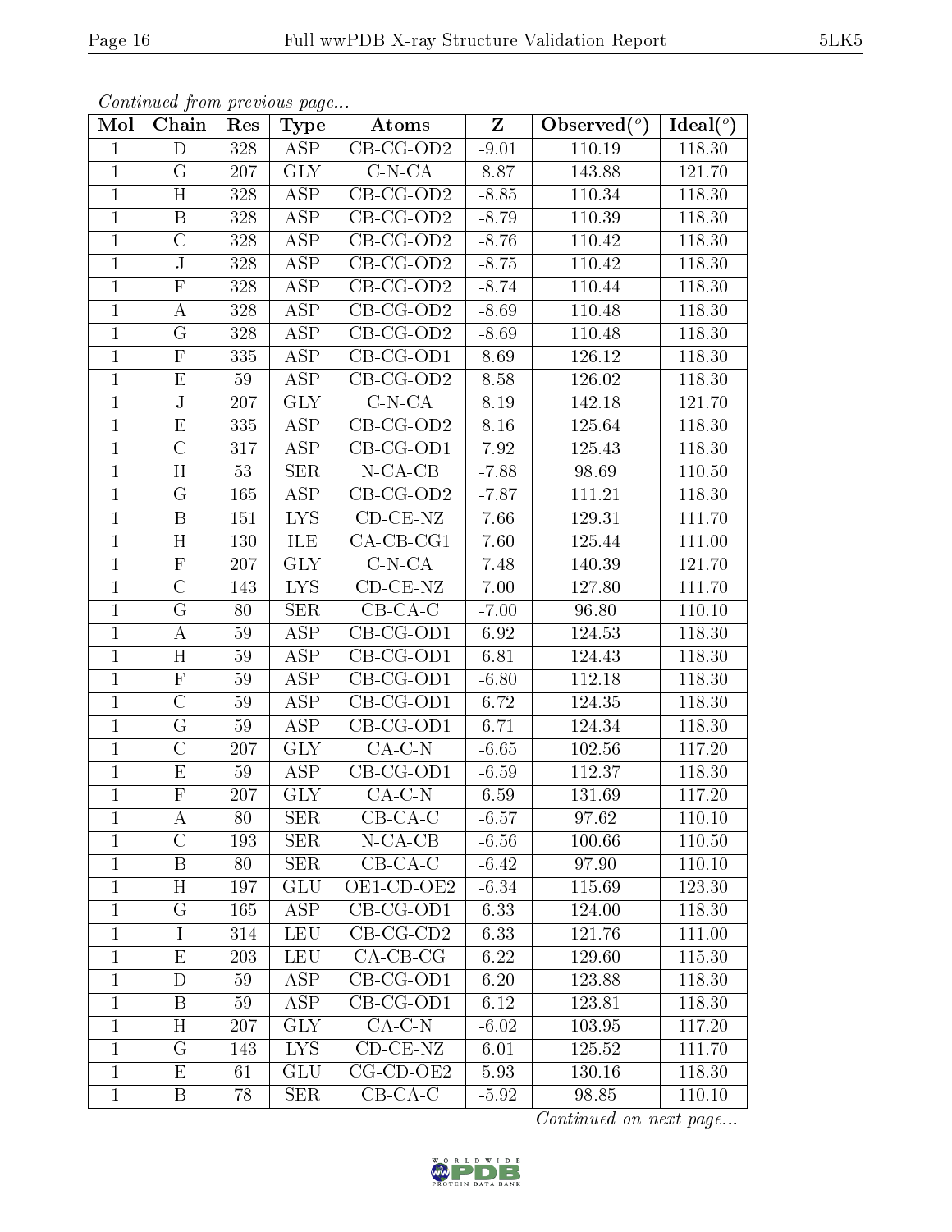*Continued from previous page...*

| Mol | Chain | Res | Type | Atoms | Z | Observed(°) | Ideal(°) |
|---|---|---|---|---|---|---|---|
| 1 | D | 328 | ASP | CB-CG-OD2 | -9.01 | 110.19 | 118.30 |
| 1 | G | 207 | GLY | C-N-CA | 8.87 | 143.88 | 121.70 |
| 1 | H | 328 | ASP | CB-CG-OD2 | -8.85 | 110.34 | 118.30 |
| 1 | B | 328 | ASP | CB-CG-OD2 | -8.79 | 110.39 | 118.30 |
| 1 | C | 328 | ASP | CB-CG-OD2 | -8.76 | 110.42 | 118.30 |
| 1 | J | 328 | ASP | CB-CG-OD2 | -8.75 | 110.42 | 118.30 |
| 1 | F | 328 | ASP | CB-CG-OD2 | -8.74 | 110.44 | 118.30 |
| 1 | A | 328 | ASP | CB-CG-OD2 | -8.69 | 110.48 | 118.30 |
| 1 | G | 328 | ASP | CB-CG-OD2 | -8.69 | 110.48 | 118.30 |
| 1 | F | 335 | ASP | CB-CG-OD1 | 8.69 | 126.12 | 118.30 |
| 1 | E | 59 | ASP | CB-CG-OD2 | 8.58 | 126.02 | 118.30 |
| 1 | J | 207 | GLY | C-N-CA | 8.19 | 142.18 | 121.70 |
| 1 | E | 335 | ASP | CB-CG-OD2 | 8.16 | 125.64 | 118.30 |
| 1 | C | 317 | ASP | CB-CG-OD1 | 7.92 | 125.43 | 118.30 |
| 1 | H | 53 | SER | N-CA-CB | -7.88 | 98.69 | 110.50 |
| 1 | G | 165 | ASP | CB-CG-OD2 | -7.87 | 111.21 | 118.30 |
| 1 | B | 151 | LYS | CD-CE-NZ | 7.66 | 129.31 | 111.70 |
| 1 | H | 130 | ILE | CA-CB-CG1 | 7.60 | 125.44 | 111.00 |
| 1 | F | 207 | GLY | C-N-CA | 7.48 | 140.39 | 121.70 |
| 1 | C | 143 | LYS | CD-CE-NZ | 7.00 | 127.80 | 111.70 |
| 1 | G | 80 | SER | CB-CA-C | -7.00 | 96.80 | 110.10 |
| 1 | A | 59 | ASP | CB-CG-OD1 | 6.92 | 124.53 | 118.30 |
| 1 | H | 59 | ASP | CB-CG-OD1 | 6.81 | 124.43 | 118.30 |
| 1 | F | 59 | ASP | CB-CG-OD1 | -6.80 | 112.18 | 118.30 |
| 1 | C | 59 | ASP | CB-CG-OD1 | 6.72 | 124.35 | 118.30 |
| 1 | G | 59 | ASP | CB-CG-OD1 | 6.71 | 124.34 | 118.30 |
| 1 | C | 207 | GLY | CA-C-N | -6.65 | 102.56 | 117.20 |
| 1 | E | 59 | ASP | CB-CG-OD1 | -6.59 | 112.37 | 118.30 |
| 1 | F | 207 | GLY | CA-C-N | 6.59 | 131.69 | 117.20 |
| 1 | A | 80 | SER | CB-CA-C | -6.57 | 97.62 | 110.10 |
| 1 | C | 193 | SER | N-CA-CB | -6.56 | 100.66 | 110.50 |
| 1 | B | 80 | SER | CB-CA-C | -6.42 | 97.90 | 110.10 |
| 1 | H | 197 | GLU | OE1-CD-OE2 | -6.34 | 115.69 | 123.30 |
| 1 | G | 165 | ASP | CB-CG-OD1 | 6.33 | 124.00 | 118.30 |
| 1 | I | 314 | LEU | CB-CG-CD2 | 6.33 | 121.76 | 111.00 |
| 1 | E | 203 | LEU | CA-CB-CG | 6.22 | 129.60 | 115.30 |
| 1 | D | 59 | ASP | CB-CG-OD1 | 6.20 | 123.88 | 118.30 |
| 1 | B | 59 | ASP | CB-CG-OD1 | 6.12 | 123.81 | 118.30 |
| 1 | H | 207 | GLY | CA-C-N | -6.02 | 103.95 | 117.20 |
| 1 | G | 143 | LYS | CD-CE-NZ | 6.01 | 125.52 | 111.70 |
| 1 | E | 61 | GLU | CG-CD-OE2 | 5.93 | 130.16 | 118.30 |
| 1 | B | 78 | SER | CB-CA-C | -5.92 | 98.85 | 110.10 |

*Continued on next page...*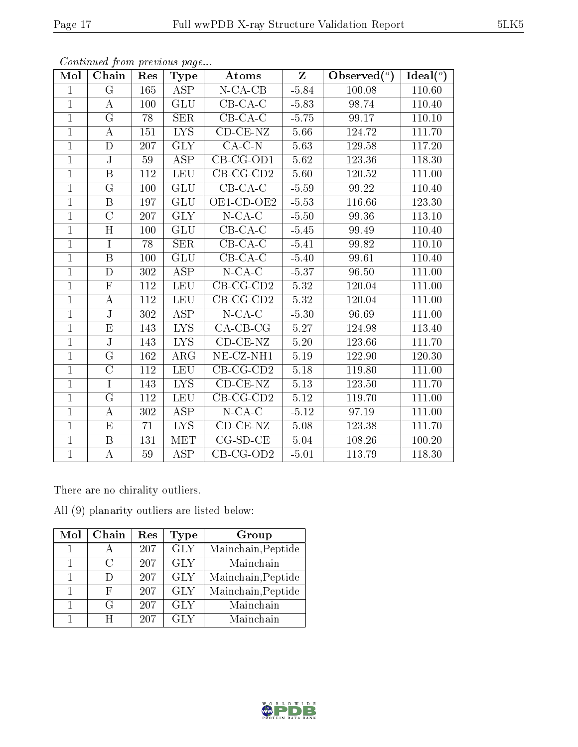*Continued from previous page...*

| Mol | Chain | Res | Type | Atoms | Z | Observed(°) | Ideal(°) |
|---|---|---|---|---|---|---|---|
| 1 | G | 165 | ASP | N-CA-CB | -5.84 | 100.08 | 110.60 |
| 1 | A | 100 | GLU | CB-CA-C | -5.83 | 98.74 | 110.40 |
| 1 | G | 78 | SER | CB-CA-C | -5.75 | 99.17 | 110.10 |
| 1 | A | 151 | LYS | CD-CE-NZ | 5.66 | 124.72 | 111.70 |
| 1 | D | 207 | GLY | CA-C-N | 5.63 | 129.58 | 117.20 |
| 1 | J | 59 | ASP | CB-CG-OD1 | 5.62 | 123.36 | 118.30 |
| 1 | B | 112 | LEU | CB-CG-CD2 | 5.60 | 120.52 | 111.00 |
| 1 | G | 100 | GLU | CB-CA-C | -5.59 | 99.22 | 110.40 |
| 1 | B | 197 | GLU | OE1-CD-OE2 | -5.53 | 116.66 | 123.30 |
| 1 | C | 207 | GLY | N-CA-C | -5.50 | 99.36 | 113.10 |
| 1 | H | 100 | GLU | CB-CA-C | -5.45 | 99.49 | 110.40 |
| 1 | I | 78 | SER | CB-CA-C | -5.41 | 99.82 | 110.10 |
| 1 | B | 100 | GLU | CB-CA-C | -5.40 | 99.61 | 110.40 |
| 1 | D | 302 | ASP | N-CA-C | -5.37 | 96.50 | 111.00 |
| 1 | F | 112 | LEU | CB-CG-CD2 | 5.32 | 120.04 | 111.00 |
| 1 | A | 112 | LEU | CB-CG-CD2 | 5.32 | 120.04 | 111.00 |
| 1 | J | 302 | ASP | N-CA-C | -5.30 | 96.69 | 111.00 |
| 1 | E | 143 | LYS | CA-CB-CG | 5.27 | 124.98 | 113.40 |
| 1 | J | 143 | LYS | CD-CE-NZ | 5.20 | 123.66 | 111.70 |
| 1 | G | 162 | ARG | NE-CZ-NH1 | 5.19 | 122.90 | 120.30 |
| 1 | C | 112 | LEU | CB-CG-CD2 | 5.18 | 119.80 | 111.00 |
| 1 | I | 143 | LYS | CD-CE-NZ | 5.13 | 123.50 | 111.70 |
| 1 | G | 112 | LEU | CB-CG-CD2 | 5.12 | 119.70 | 111.00 |
| 1 | A | 302 | ASP | N-CA-C | -5.12 | 97.19 | 111.00 |
| 1 | E | 71 | LYS | CD-CE-NZ | 5.08 | 123.38 | 111.70 |
| 1 | B | 131 | MET | CG-SD-CE | 5.04 | 108.26 | 100.20 |
| 1 | A | 59 | ASP | CB-CG-OD2 | -5.01 | 113.79 | 118.30 |

There are no chirality outliers.

All (9) planarity outliers are listed below:

| Mol | Chain | Res | Type | Group |
|---|---|---|---|---|
| 1 | A | 207 | GLY | Mainchain,Peptide |
| 1 | C | 207 | GLY | Mainchain |
| 1 | D | 207 | GLY | Mainchain,Peptide |
| 1 | F | 207 | GLY | Mainchain,Peptide |
| 1 | G | 207 | GLY | Mainchain |
| 1 | H | 207 | GLY | Mainchain |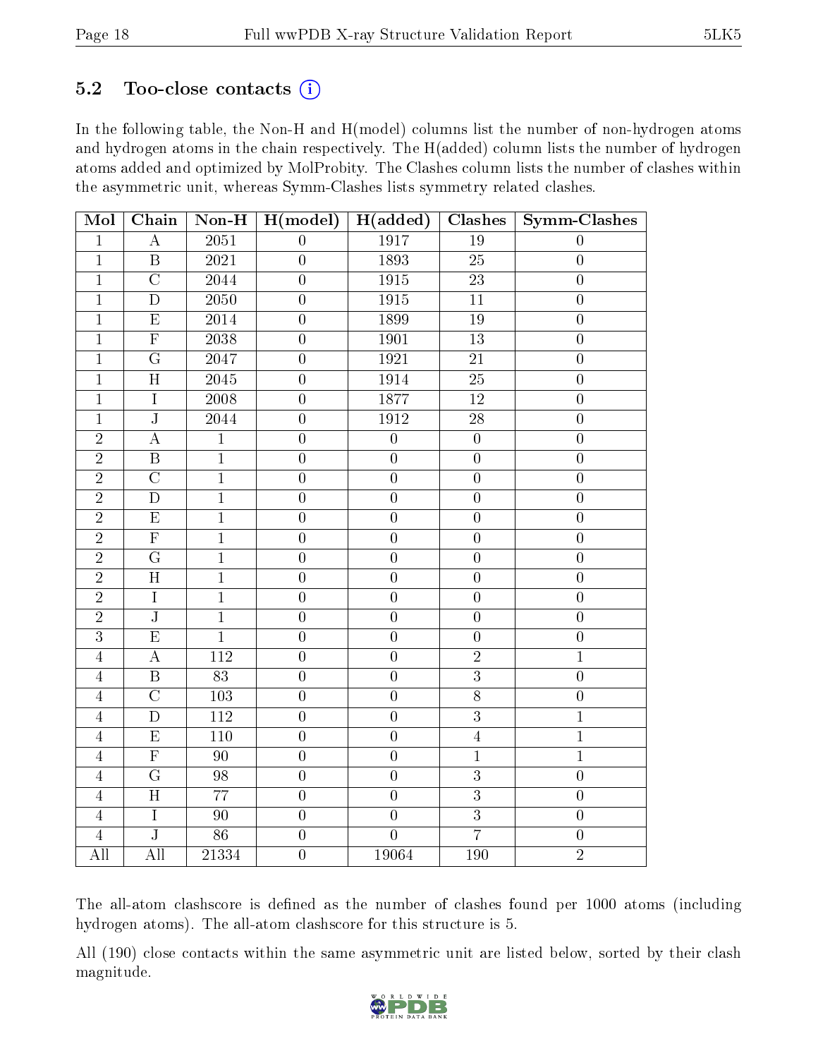## 5.2 Too-close contacts (i)

In the following table, the Non-H and H(model) columns list the number of non-hydrogen atoms and hydrogen atoms in the chain respectively. The H(added) column lists the number of hydrogen atoms added and optimized by MolProbity. The Clashes column lists the number of clashes within the asymmetric unit, whereas Symm-Clashes lists symmetry related clashes.

| Mol | Chain | Non-H | H(model) | H(added) | Clashes | Symm-Clashes |
|---|---|---|---|---|---|---|
| 1 | A | 2051 | 0 | 1917 | 19 | 0 |
| 1 | B | 2021 | 0 | 1893 | 25 | 0 |
| 1 | C | 2044 | 0 | 1915 | 23 | 0 |
| 1 | D | 2050 | 0 | 1915 | 11 | 0 |
| 1 | E | 2014 | 0 | 1899 | 19 | 0 |
| 1 | F | 2038 | 0 | 1901 | 13 | 0 |
| 1 | G | 2047 | 0 | 1921 | 21 | 0 |
| 1 | H | 2045 | 0 | 1914 | 25 | 0 |
| 1 | I | 2008 | 0 | 1877 | 12 | 0 |
| 1 | J | 2044 | 0 | 1912 | 28 | 0 |
| 2 | A | 1 | 0 | 0 | 0 | 0 |
| 2 | B | 1 | 0 | 0 | 0 | 0 |
| 2 | C | 1 | 0 | 0 | 0 | 0 |
| 2 | D | 1 | 0 | 0 | 0 | 0 |
| 2 | E | 1 | 0 | 0 | 0 | 0 |
| 2 | F | 1 | 0 | 0 | 0 | 0 |
| 2 | G | 1 | 0 | 0 | 0 | 0 |
| 2 | H | 1 | 0 | 0 | 0 | 0 |
| 2 | I | 1 | 0 | 0 | 0 | 0 |
| 2 | J | 1 | 0 | 0 | 0 | 0 |
| 3 | E | 1 | 0 | 0 | 0 | 0 |
| 4 | A | 112 | 0 | 0 | 2 | 1 |
| 4 | B | 83 | 0 | 0 | 3 | 0 |
| 4 | C | 103 | 0 | 0 | 8 | 0 |
| 4 | D | 112 | 0 | 0 | 3 | 1 |
| 4 | E | 110 | 0 | 0 | 4 | 1 |
| 4 | F | 90 | 0 | 0 | 1 | 1 |
| 4 | G | 98 | 0 | 0 | 3 | 0 |
| 4 | H | 77 | 0 | 0 | 3 | 0 |
| 4 | I | 90 | 0 | 0 | 3 | 0 |
| 4 | J | 86 | 0 | 0 | 7 | 0 |
| All | All | 21334 | 0 | 19064 | 190 | 2 |

The all-atom clashscore is defined as the number of clashes found per 1000 atoms (including hydrogen atoms). The all-atom clashscore for this structure is 5.

All (190) close contacts within the same asymmetric unit are listed below, sorted by their clash magnitude.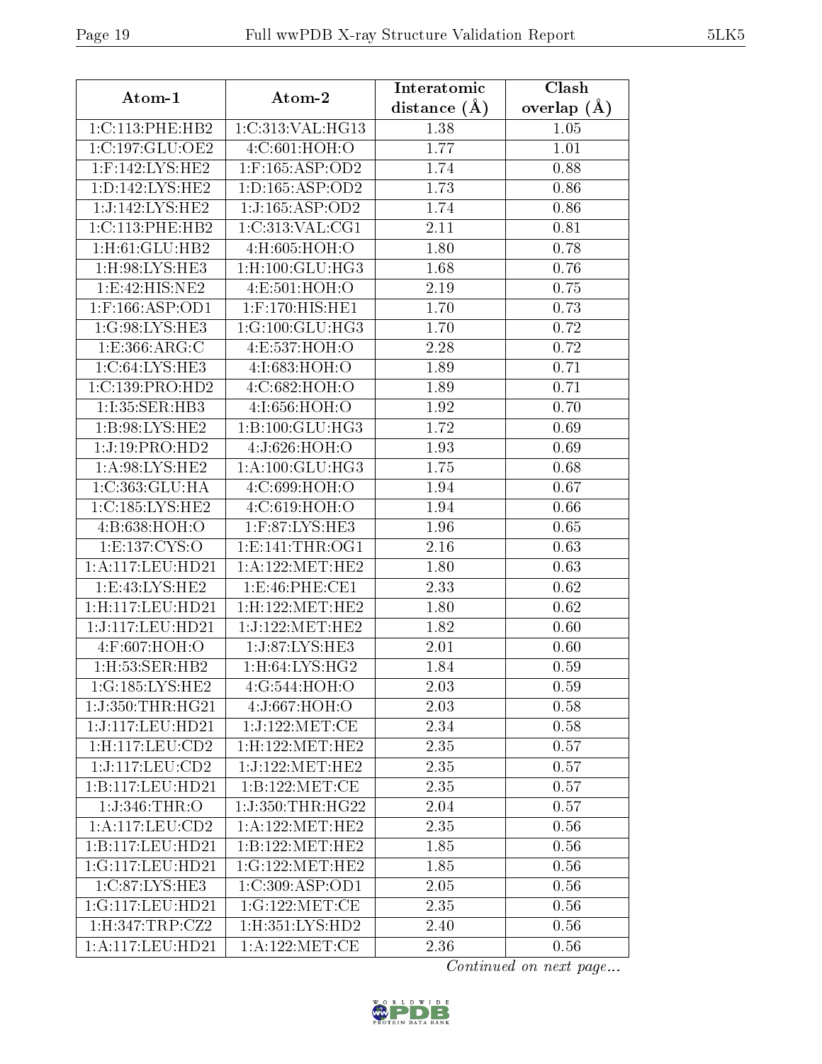| Atom-1 | Atom-2 | Interatomic distance (Å) | Clash overlap (Å) |
|---|---|---|---|
| 1:C:113:PHE:HB2 | 1:C:313:VAL:HG13 | 1.38 | 1.05 |
| 1:C:197:GLU:OE2 | 4:C:601:HOH:O | 1.77 | 1.01 |
| 1:F:142:LYS:HE2 | 1:F:165:ASP:OD2 | 1.74 | 0.88 |
| 1:D:142:LYS:HE2 | 1:D:165:ASP:OD2 | 1.73 | 0.86 |
| 1:J:142:LYS:HE2 | 1:J:165:ASP:OD2 | 1.74 | 0.86 |
| 1:C:113:PHE:HB2 | 1:C:313:VAL:CG1 | 2.11 | 0.81 |
| 1:H:61:GLU:HB2 | 4:H:605:HOH:O | 1.80 | 0.78 |
| 1:H:98:LYS:HE3 | 1:H:100:GLU:HG3 | 1.68 | 0.76 |
| 1:E:42:HIS:NE2 | 4:E:501:HOH:O | 2.19 | 0.75 |
| 1:F:166:ASP:OD1 | 1:F:170:HIS:HE1 | 1.70 | 0.73 |
| 1:G:98:LYS:HE3 | 1:G:100:GLU:HG3 | 1.70 | 0.72 |
| 1:E:366:ARG:C | 4:E:537:HOH:O | 2.28 | 0.72 |
| 1:C:64:LYS:HE3 | 4:I:683:HOH:O | 1.89 | 0.71 |
| 1:C:139:PRO:HD2 | 4:C:682:HOH:O | 1.89 | 0.71 |
| 1:I:35:SER:HB3 | 4:I:656:HOH:O | 1.92 | 0.70 |
| 1:B:98:LYS:HE2 | 1:B:100:GLU:HG3 | 1.72 | 0.69 |
| 1:J:19:PRO:HD2 | 4:J:626:HOH:O | 1.93 | 0.69 |
| 1:A:98:LYS:HE2 | 1:A:100:GLU:HG3 | 1.75 | 0.68 |
| 1:C:363:GLU:HA | 4:C:699:HOH:O | 1.94 | 0.67 |
| 1:C:185:LYS:HE2 | 4:C:619:HOH:O | 1.94 | 0.66 |
| 4:B:638:HOH:O | 1:F:87:LYS:HE3 | 1.96 | 0.65 |
| 1:E:137:CYS:O | 1:E:141:THR:OG1 | 2.16 | 0.63 |
| 1:A:117:LEU:HD21 | 1:A:122:MET:HE2 | 1.80 | 0.63 |
| 1:E:43:LYS:HE2 | 1:E:46:PHE:CE1 | 2.33 | 0.62 |
| 1:H:117:LEU:HD21 | 1:H:122:MET:HE2 | 1.80 | 0.62 |
| 1:J:117:LEU:HD21 | 1:J:122:MET:HE2 | 1.82 | 0.60 |
| 4:F:607:HOH:O | 1:J:87:LYS:HE3 | 2.01 | 0.60 |
| 1:H:53:SER:HB2 | 1:H:64:LYS:HG2 | 1.84 | 0.59 |
| 1:G:185:LYS:HE2 | 4:G:544:HOH:O | 2.03 | 0.59 |
| 1:J:350:THR:HG21 | 4:J:667:HOH:O | 2.03 | 0.58 |
| 1:J:117:LEU:HD21 | 1:J:122:MET:CE | 2.34 | 0.58 |
| 1:H:117:LEU:CD2 | 1:H:122:MET:HE2 | 2.35 | 0.57 |
| 1:J:117:LEU:CD2 | 1:J:122:MET:HE2 | 2.35 | 0.57 |
| 1:B:117:LEU:HD21 | 1:B:122:MET:CE | 2.35 | 0.57 |
| 1:J:346:THR:O | 1:J:350:THR:HG22 | 2.04 | 0.57 |
| 1:A:117:LEU:CD2 | 1:A:122:MET:HE2 | 2.35 | 0.56 |
| 1:B:117:LEU:HD21 | 1:B:122:MET:HE2 | 1.85 | 0.56 |
| 1:G:117:LEU:HD21 | 1:G:122:MET:HE2 | 1.85 | 0.56 |
| 1:C:87:LYS:HE3 | 1:C:309:ASP:OD1 | 2.05 | 0.56 |
| 1:G:117:LEU:HD21 | 1:G:122:MET:CE | 2.35 | 0.56 |
| 1:H:347:TRP:CZ2 | 1:H:351:LYS:HD2 | 2.40 | 0.56 |
| 1:A:117:LEU:HD21 | 1:A:122:MET:CE | 2.36 | 0.56 |

*Continued on next page...*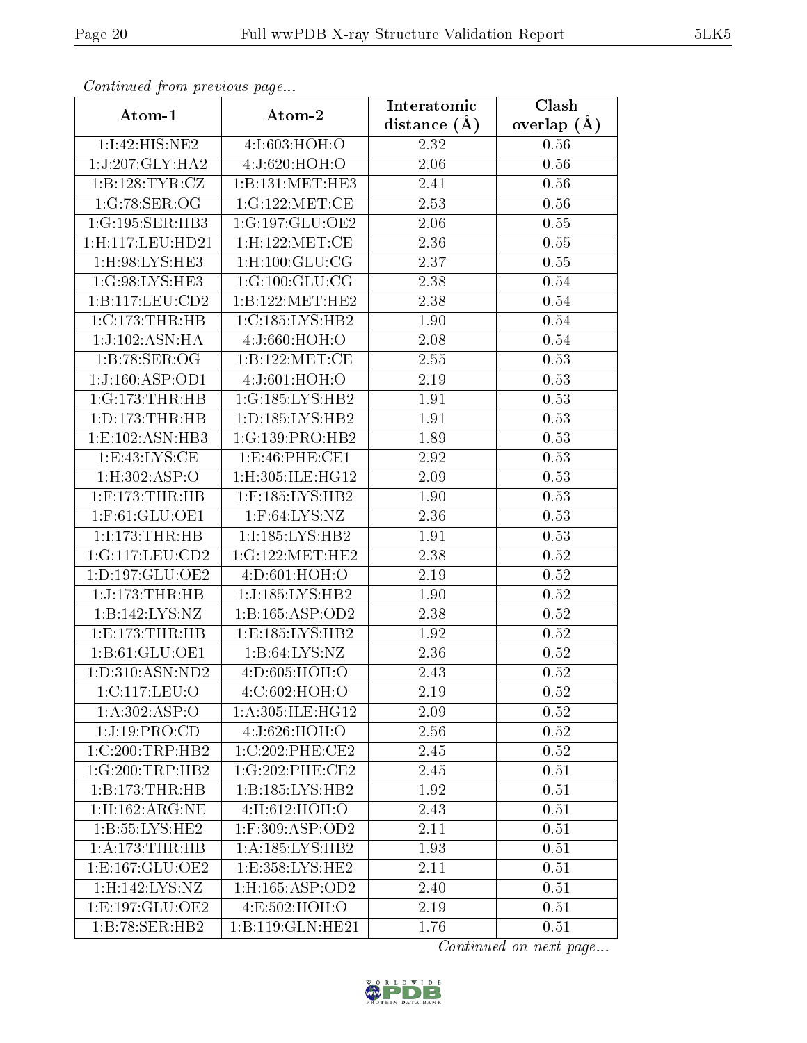*Continued from previous page...*

| Atom-1 | Atom-2 | Interatomic distance (Å) | Clash overlap (Å) |
|---|---|---|---|
| 1:I:42:HIS:NE2 | 4:I:603:HOH:O | 2.32 | 0.56 |
| 1:J:207:GLY:HA2 | 4:J:620:HOH:O | 2.06 | 0.56 |
| 1:B:128:TYR:CZ | 1:B:131:MET:HE3 | 2.41 | 0.56 |
| 1:G:78:SER:OG | 1:G:122:MET:CE | 2.53 | 0.56 |
| 1:G:195:SER:HB3 | 1:G:197:GLU:OE2 | 2.06 | 0.55 |
| 1:H:117:LEU:HD21 | 1:H:122:MET:CE | 2.36 | 0.55 |
| 1:H:98:LYS:HE3 | 1:H:100:GLU:CG | 2.37 | 0.55 |
| 1:G:98:LYS:HE3 | 1:G:100:GLU:CG | 2.38 | 0.54 |
| 1:B:117:LEU:CD2 | 1:B:122:MET:HE2 | 2.38 | 0.54 |
| 1:C:173:THR:HB | 1:C:185:LYS:HB2 | 1.90 | 0.54 |
| 1:J:102:ASN:HA | 4:J:660:HOH:O | 2.08 | 0.54 |
| 1:B:78:SER:OG | 1:B:122:MET:CE | 2.55 | 0.53 |
| 1:J:160:ASP:OD1 | 4:J:601:HOH:O | 2.19 | 0.53 |
| 1:G:173:THR:HB | 1:G:185:LYS:HB2 | 1.91 | 0.53 |
| 1:D:173:THR:HB | 1:D:185:LYS:HB2 | 1.91 | 0.53 |
| 1:E:102:ASN:HB3 | 1:G:139:PRO:HB2 | 1.89 | 0.53 |
| 1:E:43:LYS:CE | 1:E:46:PHE:CE1 | 2.92 | 0.53 |
| 1:H:302:ASP:O | 1:H:305:ILE:HG12 | 2.09 | 0.53 |
| 1:F:173:THR:HB | 1:F:185:LYS:HB2 | 1.90 | 0.53 |
| 1:F:61:GLU:OE1 | 1:F:64:LYS:NZ | 2.36 | 0.53 |
| 1:I:173:THR:HB | 1:I:185:LYS:HB2 | 1.91 | 0.53 |
| 1:G:117:LEU:CD2 | 1:G:122:MET:HE2 | 2.38 | 0.52 |
| 1:D:197:GLU:OE2 | 4:D:601:HOH:O | 2.19 | 0.52 |
| 1:J:173:THR:HB | 1:J:185:LYS:HB2 | 1.90 | 0.52 |
| 1:B:142:LYS:NZ | 1:B:165:ASP:OD2 | 2.38 | 0.52 |
| 1:E:173:THR:HB | 1:E:185:LYS:HB2 | 1.92 | 0.52 |
| 1:B:61:GLU:OE1 | 1:B:64:LYS:NZ | 2.36 | 0.52 |
| 1:D:310:ASN:ND2 | 4:D:605:HOH:O | 2.43 | 0.52 |
| 1:C:117:LEU:O | 4:C:602:HOH:O | 2.19 | 0.52 |
| 1:A:302:ASP:O | 1:A:305:ILE:HG12 | 2.09 | 0.52 |
| 1:J:19:PRO:CD | 4:J:626:HOH:O | 2.56 | 0.52 |
| 1:C:200:TRP:HB2 | 1:C:202:PHE:CE2 | 2.45 | 0.52 |
| 1:G:200:TRP:HB2 | 1:G:202:PHE:CE2 | 2.45 | 0.51 |
| 1:B:173:THR:HB | 1:B:185:LYS:HB2 | 1.92 | 0.51 |
| 1:H:162:ARG:NE | 4:H:612:HOH:O | 2.43 | 0.51 |
| 1:B:55:LYS:HE2 | 1:F:309:ASP:OD2 | 2.11 | 0.51 |
| 1:A:173:THR:HB | 1:A:185:LYS:HB2 | 1.93 | 0.51 |
| 1:E:167:GLU:OE2 | 1:E:358:LYS:HE2 | 2.11 | 0.51 |
| 1:H:142:LYS:NZ | 1:H:165:ASP:OD2 | 2.40 | 0.51 |
| 1:E:197:GLU:OE2 | 4:E:502:HOH:O | 2.19 | 0.51 |
| 1:B:78:SER:HB2 | 1:B:119:GLN:HE21 | 1.76 | 0.51 |

*Continued on next page...*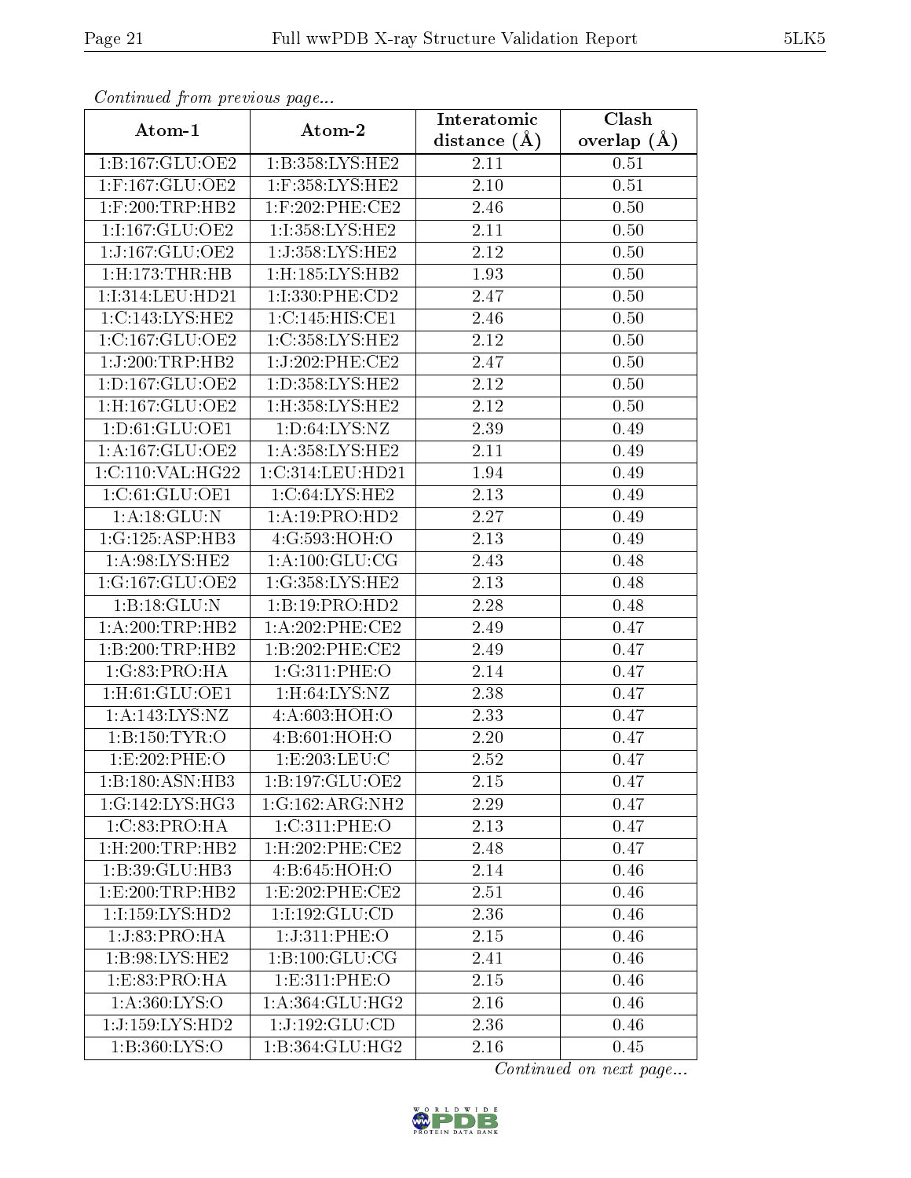*Continued from previous page...*

| Atom-1 | Atom-2 | Interatomic distance (Å) | Clash overlap (Å) |
| --- | --- | --- | --- |
| 1:B:167:GLU:OE2 | 1:B:358:LYS:HE2 | 2.11 | 0.51 |
| 1:F:167:GLU:OE2 | 1:F:358:LYS:HE2 | 2.10 | 0.51 |
| 1:F:200:TRP:HB2 | 1:F:202:PHE:CE2 | 2.46 | 0.50 |
| 1:I:167:GLU:OE2 | 1:I:358:LYS:HE2 | 2.11 | 0.50 |
| 1:J:167:GLU:OE2 | 1:J:358:LYS:HE2 | 2.12 | 0.50 |
| 1:H:173:THR:HB | 1:H:185:LYS:HB2 | 1.93 | 0.50 |
| 1:I:314:LEU:HD21 | 1:I:330:PHE:CD2 | 2.47 | 0.50 |
| 1:C:143:LYS:HE2 | 1:C:145:HIS:CE1 | 2.46 | 0.50 |
| 1:C:167:GLU:OE2 | 1:C:358:LYS:HE2 | 2.12 | 0.50 |
| 1:J:200:TRP:HB2 | 1:J:202:PHE:CE2 | 2.47 | 0.50 |
| 1:D:167:GLU:OE2 | 1:D:358:LYS:HE2 | 2.12 | 0.50 |
| 1:H:167:GLU:OE2 | 1:H:358:LYS:HE2 | 2.12 | 0.50 |
| 1:D:61:GLU:OE1 | 1:D:64:LYS:NZ | 2.39 | 0.49 |
| 1:A:167:GLU:OE2 | 1:A:358:LYS:HE2 | 2.11 | 0.49 |
| 1:C:110:VAL:HG22 | 1:C:314:LEU:HD21 | 1.94 | 0.49 |
| 1:C:61:GLU:OE1 | 1:C:64:LYS:HE2 | 2.13 | 0.49 |
| 1:A:18:GLU:N | 1:A:19:PRO:HD2 | 2.27 | 0.49 |
| 1:G:125:ASP:HB3 | 4:G:593:HOH:O | 2.13 | 0.49 |
| 1:A:98:LYS:HE2 | 1:A:100:GLU:CG | 2.43 | 0.48 |
| 1:G:167:GLU:OE2 | 1:G:358:LYS:HE2 | 2.13 | 0.48 |
| 1:B:18:GLU:N | 1:B:19:PRO:HD2 | 2.28 | 0.48 |
| 1:A:200:TRP:HB2 | 1:A:202:PHE:CE2 | 2.49 | 0.47 |
| 1:B:200:TRP:HB2 | 1:B:202:PHE:CE2 | 2.49 | 0.47 |
| 1:G:83:PRO:HA | 1:G:311:PHE:O | 2.14 | 0.47 |
| 1:H:61:GLU:OE1 | 1:H:64:LYS:NZ | 2.38 | 0.47 |
| 1:A:143:LYS:NZ | 4:A:603:HOH:O | 2.33 | 0.47 |
| 1:B:150:TYR:O | 4:B:601:HOH:O | 2.20 | 0.47 |
| 1:E:202:PHE:O | 1:E:203:LEU:C | 2.52 | 0.47 |
| 1:B:180:ASN:HB3 | 1:B:197:GLU:OE2 | 2.15 | 0.47 |
| 1:G:142:LYS:HG3 | 1:G:162:ARG:NH2 | 2.29 | 0.47 |
| 1:C:83:PRO:HA | 1:C:311:PHE:O | 2.13 | 0.47 |
| 1:H:200:TRP:HB2 | 1:H:202:PHE:CE2 | 2.48 | 0.47 |
| 1:B:39:GLU:HB3 | 4:B:645:HOH:O | 2.14 | 0.46 |
| 1:E:200:TRP:HB2 | 1:E:202:PHE:CE2 | 2.51 | 0.46 |
| 1:I:159:LYS:HD2 | 1:I:192:GLU:CD | 2.36 | 0.46 |
| 1:J:83:PRO:HA | 1:J:311:PHE:O | 2.15 | 0.46 |
| 1:B:98:LYS:HE2 | 1:B:100:GLU:CG | 2.41 | 0.46 |
| 1:E:83:PRO:HA | 1:E:311:PHE:O | 2.15 | 0.46 |
| 1:A:360:LYS:O | 1:A:364:GLU:HG2 | 2.16 | 0.46 |
| 1:J:159:LYS:HD2 | 1:J:192:GLU:CD | 2.36 | 0.46 |
| 1:B:360:LYS:O | 1:B:364:GLU:HG2 | 2.16 | 0.45 |

*Continued on next page...*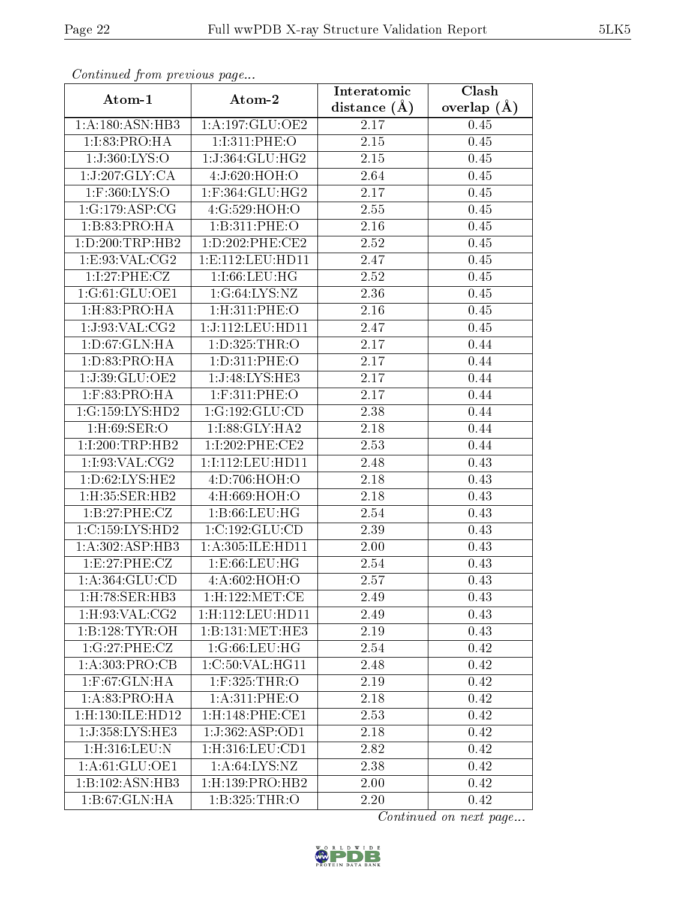*Continued from previous page...*

| Atom-1 | Atom-2 | Interatomic distance (Å) | Clash overlap (Å) |
| --- | --- | --- | --- |
| 1:A:180:ASN:HB3 | 1:A:197:GLU:OE2 | 2.17 | 0.45 |
| 1:I:83:PRO:HA | 1:I:311:PHE:O | 2.15 | 0.45 |
| 1:J:360:LYS:O | 1:J:364:GLU:HG2 | 2.15 | 0.45 |
| 1:J:207:GLY:CA | 4:J:620:HOH:O | 2.64 | 0.45 |
| 1:F:360:LYS:O | 1:F:364:GLU:HG2 | 2.17 | 0.45 |
| 1:G:179:ASP:CG | 4:G:529:HOH:O | 2.55 | 0.45 |
| 1:B:83:PRO:HA | 1:B:311:PHE:O | 2.16 | 0.45 |
| 1:D:200:TRP:HB2 | 1:D:202:PHE:CE2 | 2.52 | 0.45 |
| 1:E:93:VAL:CG2 | 1:E:112:LEU:HD11 | 2.47 | 0.45 |
| 1:I:27:PHE:CZ | 1:I:66:LEU:HG | 2.52 | 0.45 |
| 1:G:61:GLU:OE1 | 1:G:64:LYS:NZ | 2.36 | 0.45 |
| 1:H:83:PRO:HA | 1:H:311:PHE:O | 2.16 | 0.45 |
| 1:J:93:VAL:CG2 | 1:J:112:LEU:HD11 | 2.47 | 0.45 |
| 1:D:67:GLN:HA | 1:D:325:THR:O | 2.17 | 0.44 |
| 1:D:83:PRO:HA | 1:D:311:PHE:O | 2.17 | 0.44 |
| 1:J:39:GLU:OE2 | 1:J:48:LYS:HE3 | 2.17 | 0.44 |
| 1:F:83:PRO:HA | 1:F:311:PHE:O | 2.17 | 0.44 |
| 1:G:159:LYS:HD2 | 1:G:192:GLU:CD | 2.38 | 0.44 |
| 1:H:69:SER:O | 1:I:88:GLY:HA2 | 2.18 | 0.44 |
| 1:I:200:TRP:HB2 | 1:I:202:PHE:CE2 | 2.53 | 0.44 |
| 1:I:93:VAL:CG2 | 1:I:112:LEU:HD11 | 2.48 | 0.43 |
| 1:D:62:LYS:HE2 | 4:D:706:HOH:O | 2.18 | 0.43 |
| 1:H:35:SER:HB2 | 4:H:669:HOH:O | 2.18 | 0.43 |
| 1:B:27:PHE:CZ | 1:B:66:LEU:HG | 2.54 | 0.43 |
| 1:C:159:LYS:HD2 | 1:C:192:GLU:CD | 2.39 | 0.43 |
| 1:A:302:ASP:HB3 | 1:A:305:ILE:HD11 | 2.00 | 0.43 |
| 1:E:27:PHE:CZ | 1:E:66:LEU:HG | 2.54 | 0.43 |
| 1:A:364:GLU:CD | 4:A:602:HOH:O | 2.57 | 0.43 |
| 1:H:78:SER:HB3 | 1:H:122:MET:CE | 2.49 | 0.43 |
| 1:H:93:VAL:CG2 | 1:H:112:LEU:HD11 | 2.49 | 0.43 |
| 1:B:128:TYR:OH | 1:B:131:MET:HE3 | 2.19 | 0.43 |
| 1:G:27:PHE:CZ | 1:G:66:LEU:HG | 2.54 | 0.42 |
| 1:A:303:PRO:CB | 1:C:50:VAL:HG11 | 2.48 | 0.42 |
| 1:F:67:GLN:HA | 1:F:325:THR:O | 2.19 | 0.42 |
| 1:A:83:PRO:HA | 1:A:311:PHE:O | 2.18 | 0.42 |
| 1:H:130:ILE:HD12 | 1:H:148:PHE:CE1 | 2.53 | 0.42 |
| 1:J:358:LYS:HE3 | 1:J:362:ASP:OD1 | 2.18 | 0.42 |
| 1:H:316:LEU:N | 1:H:316:LEU:CD1 | 2.82 | 0.42 |
| 1:A:61:GLU:OE1 | 1:A:64:LYS:NZ | 2.38 | 0.42 |
| 1:B:102:ASN:HB3 | 1:H:139:PRO:HB2 | 2.00 | 0.42 |
| 1:B:67:GLN:HA | 1:B:325:THR:O | 2.20 | 0.42 |

*Continued on next page...*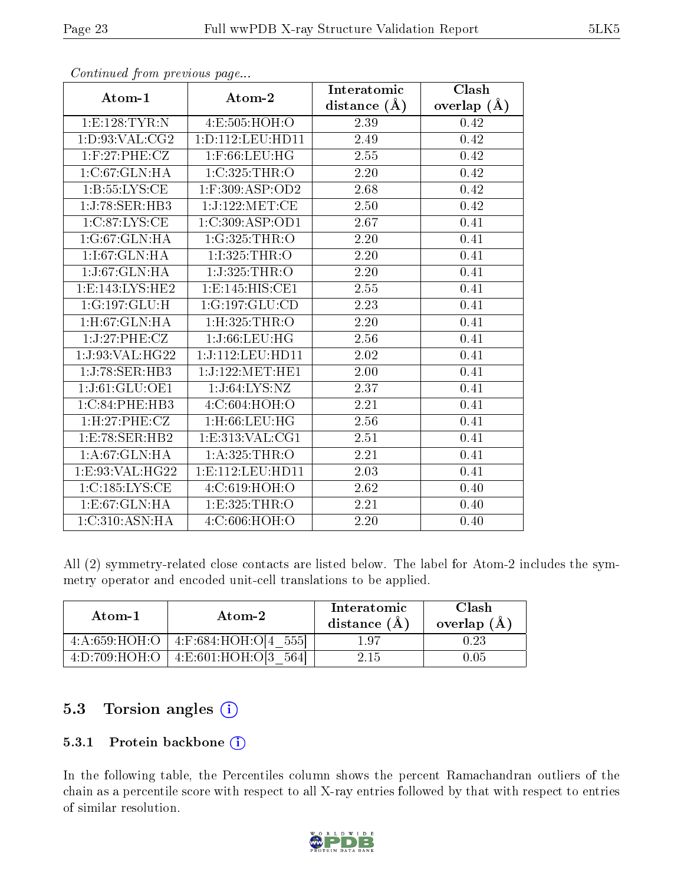*Continued from previous page...*

| Atom-1 | Atom-2 | Interatomic distance (Å) | Clash overlap (Å) |
|---|---|---|---|
| 1:E:128:TYR:N | 4:E:505:HOH:O | 2.39 | 0.42 |
| 1:D:93:VAL:CG2 | 1:D:112:LEU:HD11 | 2.49 | 0.42 |
| 1:F:27:PHE:CZ | 1:F:66:LEU:HG | 2.55 | 0.42 |
| 1:C:67:GLN:HA | 1:C:325:THR:O | 2.20 | 0.42 |
| 1:B:55:LYS:CE | 1:F:309:ASP:OD2 | 2.68 | 0.42 |
| 1:J:78:SER:HB3 | 1:J:122:MET:CE | 2.50 | 0.42 |
| 1:C:87:LYS:CE | 1:C:309:ASP:OD1 | 2.67 | 0.41 |
| 1:G:67:GLN:HA | 1:G:325:THR:O | 2.20 | 0.41 |
| 1:I:67:GLN:HA | 1:I:325:THR:O | 2.20 | 0.41 |
| 1:J:67:GLN:HA | 1:J:325:THR:O | 2.20 | 0.41 |
| 1:E:143:LYS:HE2 | 1:E:145:HIS:CE1 | 2.55 | 0.41 |
| 1:G:197:GLU:H | 1:G:197:GLU:CD | 2.23 | 0.41 |
| 1:H:67:GLN:HA | 1:H:325:THR:O | 2.20 | 0.41 |
| 1:J:27:PHE:CZ | 1:J:66:LEU:HG | 2.56 | 0.41 |
| 1:J:93:VAL:HG22 | 1:J:112:LEU:HD11 | 2.02 | 0.41 |
| 1:J:78:SER:HB3 | 1:J:122:MET:HE1 | 2.00 | 0.41 |
| 1:J:61:GLU:OE1 | 1:J:64:LYS:NZ | 2.37 | 0.41 |
| 1:C:84:PHE:HB3 | 4:C:604:HOH:O | 2.21 | 0.41 |
| 1:H:27:PHE:CZ | 1:H:66:LEU:HG | 2.56 | 0.41 |
| 1:E:78:SER:HB2 | 1:E:313:VAL:CG1 | 2.51 | 0.41 |
| 1:A:67:GLN:HA | 1:A:325:THR:O | 2.21 | 0.41 |
| 1:E:93:VAL:HG22 | 1:E:112:LEU:HD11 | 2.03 | 0.41 |
| 1:C:185:LYS:CE | 4:C:619:HOH:O | 2.62 | 0.40 |
| 1:E:67:GLN:HA | 1:E:325:THR:O | 2.21 | 0.40 |
| 1:C:310:ASN:HA | 4:C:606:HOH:O | 2.20 | 0.40 |

All (2) symmetry-related close contacts are listed below. The label for Atom-2 includes the symmetry operator and encoded unit-cell translations to be applied.

| Atom-1 | Atom-2 | Interatomic distance (Å) | Clash overlap (Å) |
|---|---|---|---|
| 4:A:659:HOH:O | 4:F:684:HOH:O[4_555] | 1.97 | 0.23 |
| 4:D:709:HOH:O | 4:E:601:HOH:O[3_564] | 2.15 | 0.05 |

## 5.3 Torsion angles

### 5.3.1 Protein backbone

In the following table, the Percentiles column shows the percent Ramachandran outliers of the chain as a percentile score with respect to all X-ray entries followed by that with respect to entries of similar resolution.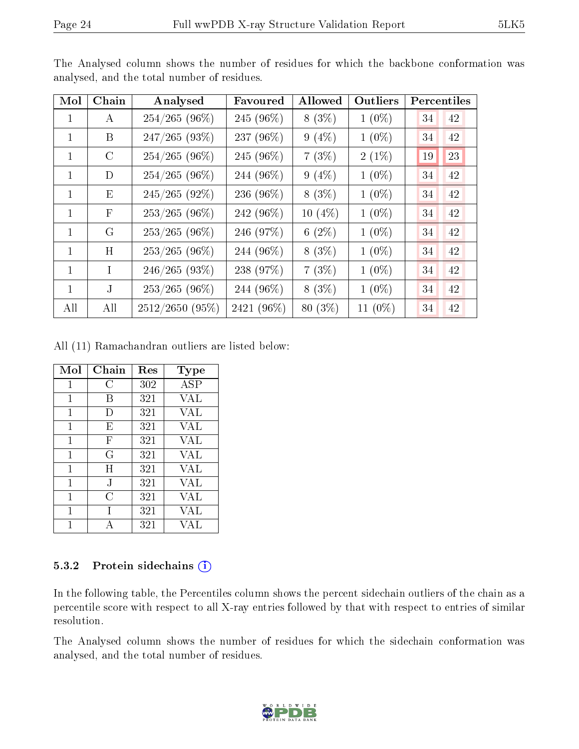The Analysed column shows the number of residues for which the backbone conformation was analysed, and the total number of residues.

| Mol | Chain | Analysed | Favoured | Allowed | Outliers | Percentiles | |
|---|---|---|---|---|---|---|---|
| 1 | A | 254/265 (96%) | 245 (96%) | 8 (3%) | 1 (0%) | 34 | 42 |
| 1 | B | 247/265 (93%) | 237 (96%) | 9 (4%) | 1 (0%) | 34 | 42 |
| 1 | C | 254/265 (96%) | 245 (96%) | 7 (3%) | 2 (1%) | 19 | 23 |
| 1 | D | 254/265 (96%) | 244 (96%) | 9 (4%) | 1 (0%) | 34 | 42 |
| 1 | E | 245/265 (92%) | 236 (96%) | 8 (3%) | 1 (0%) | 34 | 42 |
| 1 | F | 253/265 (96%) | 242 (96%) | 10 (4%) | 1 (0%) | 34 | 42 |
| 1 | G | 253/265 (96%) | 246 (97%) | 6 (2%) | 1 (0%) | 34 | 42 |
| 1 | H | 253/265 (96%) | 244 (96%) | 8 (3%) | 1 (0%) | 34 | 42 |
| 1 | I | 246/265 (93%) | 238 (97%) | 7 (3%) | 1 (0%) | 34 | 42 |
| 1 | J | 253/265 (96%) | 244 (96%) | 8 (3%) | 1 (0%) | 34 | 42 |
| All | All | 2512/2650 (95%) | 2421 (96%) | 80 (3%) | 11 (0%) | 34 | 42 |

All (11) Ramachandran outliers are listed below:

| Mol | Chain | Res | Type |
|---|---|---|---|
| 1 | C | 302 | ASP |
| 1 | B | 321 | VAL |
| 1 | D | 321 | VAL |
| 1 | E | 321 | VAL |
| 1 | F | 321 | VAL |
| 1 | G | 321 | VAL |
| 1 | H | 321 | VAL |
| 1 | J | 321 | VAL |
| 1 | C | 321 | VAL |
| 1 | I | 321 | VAL |
| 1 | A | 321 | VAL |

### 5.3.2 Protein sidechains

In the following table, the Percentiles column shows the percent sidechain outliers of the chain as a percentile score with respect to all X-ray entries followed by that with respect to entries of similar resolution.

The Analysed column shows the number of residues for which the sidechain conformation was analysed, and the total number of residues.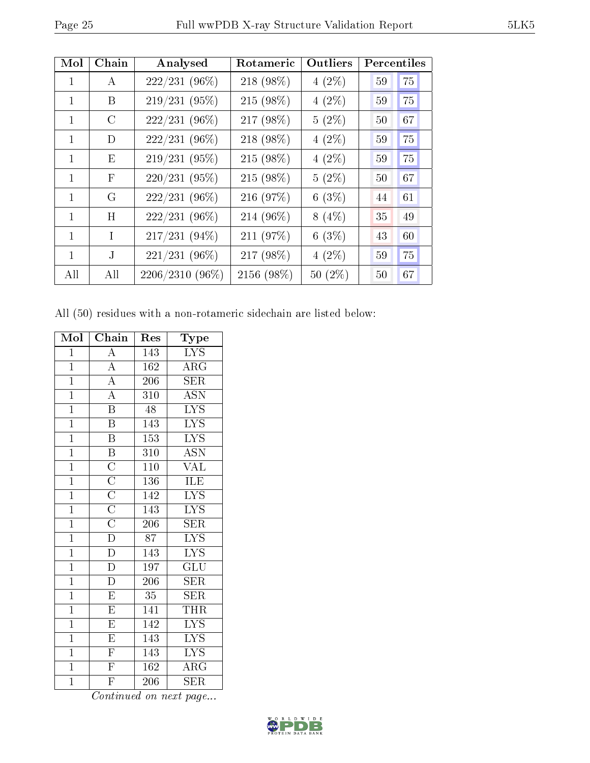| Mol | Chain | Analysed | Rotameric | Outliers | Percentiles | |
|---|---|---|---|---|---|---|
| 1 | A | 222/231 (96%) | 218 (98%) | 4 (2%) | 59 | 75 |
| 1 | B | 219/231 (95%) | 215 (98%) | 4 (2%) | 59 | 75 |
| 1 | C | 222/231 (96%) | 217 (98%) | 5 (2%) | 50 | 67 |
| 1 | D | 222/231 (96%) | 218 (98%) | 4 (2%) | 59 | 75 |
| 1 | E | 219/231 (95%) | 215 (98%) | 4 (2%) | 59 | 75 |
| 1 | F | 220/231 (95%) | 215 (98%) | 5 (2%) | 50 | 67 |
| 1 | G | 222/231 (96%) | 216 (97%) | 6 (3%) | 44 | 61 |
| 1 | H | 222/231 (96%) | 214 (96%) | 8 (4%) | 35 | 49 |
| 1 | I | 217/231 (94%) | 211 (97%) | 6 (3%) | 43 | 60 |
| 1 | J | 221/231 (96%) | 217 (98%) | 4 (2%) | 59 | 75 |
| All | All | 2206/2310 (96%) | 2156 (98%) | 50 (2%) | 50 | 67 |

All (50) residues with a non-rotameric sidechain are listed below:

| Mol | Chain | Res | Type |
|---|---|---|---|
| 1 | A | 143 | LYS |
| 1 | A | 162 | ARG |
| 1 | A | 206 | SER |
| 1 | A | 310 | ASN |
| 1 | B | 48 | LYS |
| 1 | B | 143 | LYS |
| 1 | B | 153 | LYS |
| 1 | B | 310 | ASN |
| 1 | C | 110 | VAL |
| 1 | C | 136 | ILE |
| 1 | C | 142 | LYS |
| 1 | C | 143 | LYS |
| 1 | C | 206 | SER |
| 1 | D | 87 | LYS |
| 1 | D | 143 | LYS |
| 1 | D | 197 | GLU |
| 1 | D | 206 | SER |
| 1 | E | 35 | SER |
| 1 | E | 141 | THR |
| 1 | E | 142 | LYS |
| 1 | E | 143 | LYS |
| 1 | F | 143 | LYS |
| 1 | F | 162 | ARG |
| 1 | F | 206 | SER |

*Continued on next page...*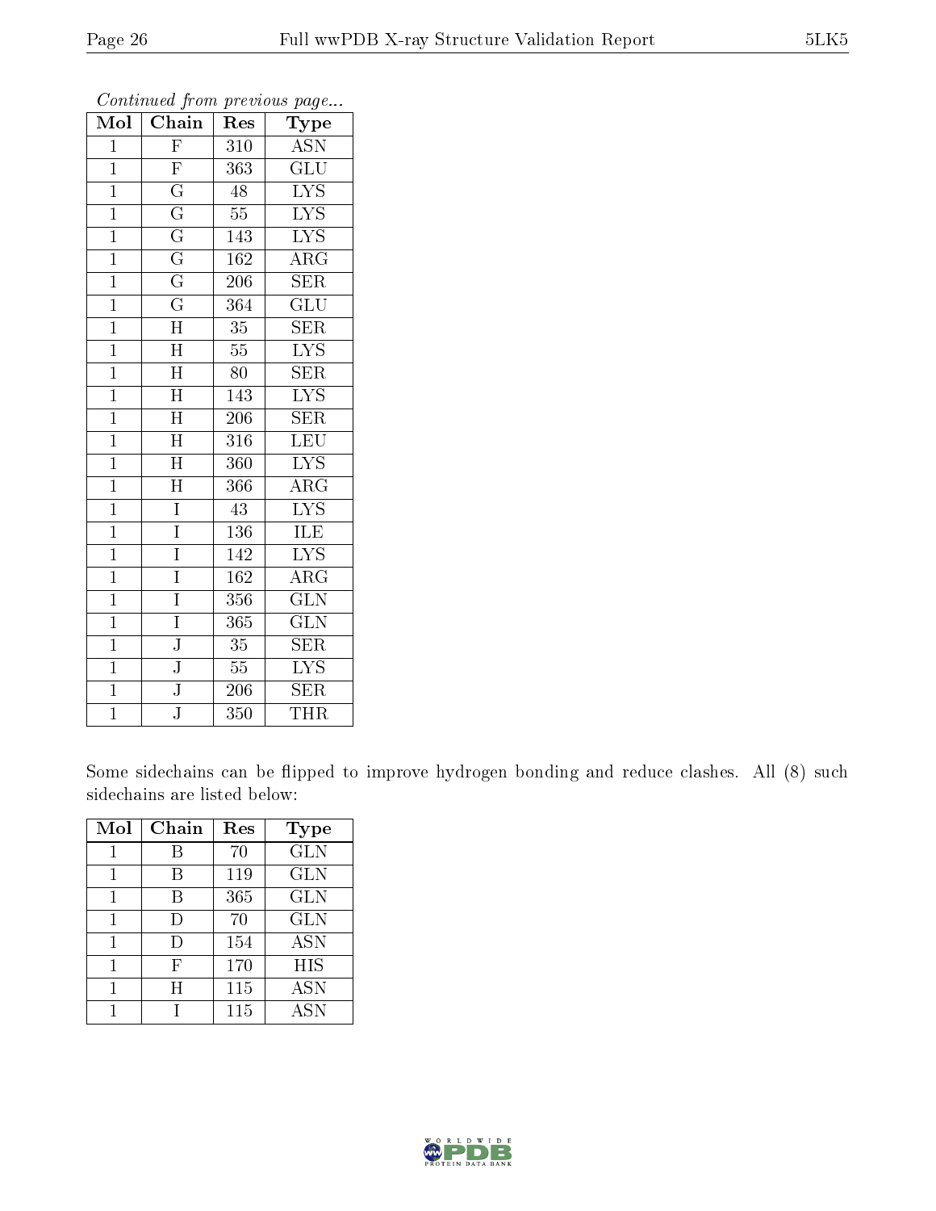*Continued from previous page...*

| Mol | Chain | Res | Type |
|---|---|---|---|
| 1 | F | 310 | ASN |
| 1 | F | 363 | GLU |
| 1 | G | 48 | LYS |
| 1 | G | 55 | LYS |
| 1 | G | 143 | LYS |
| 1 | G | 162 | ARG |
| 1 | G | 206 | SER |
| 1 | G | 364 | GLU |
| 1 | H | 35 | SER |
| 1 | H | 55 | LYS |
| 1 | H | 80 | SER |
| 1 | H | 143 | LYS |
| 1 | H | 206 | SER |
| 1 | H | 316 | LEU |
| 1 | H | 360 | LYS |
| 1 | H | 366 | ARG |
| 1 | I | 43 | LYS |
| 1 | I | 136 | ILE |
| 1 | I | 142 | LYS |
| 1 | I | 162 | ARG |
| 1 | I | 356 | GLN |
| 1 | I | 365 | GLN |
| 1 | J | 35 | SER |
| 1 | J | 55 | LYS |
| 1 | J | 206 | SER |
| 1 | J | 350 | THR |

Some sidechains can be flipped to improve hydrogen bonding and reduce clashes. All (8) such sidechains are listed below:

| Mol | Chain | Res | Type |
|---|---|---|---|
| 1 | B | 70 | GLN |
| 1 | B | 119 | GLN |
| 1 | B | 365 | GLN |
| 1 | D | 70 | GLN |
| 1 | D | 154 | ASN |
| 1 | F | 170 | HIS |
| 1 | H | 115 | ASN |
| 1 | I | 115 | ASN |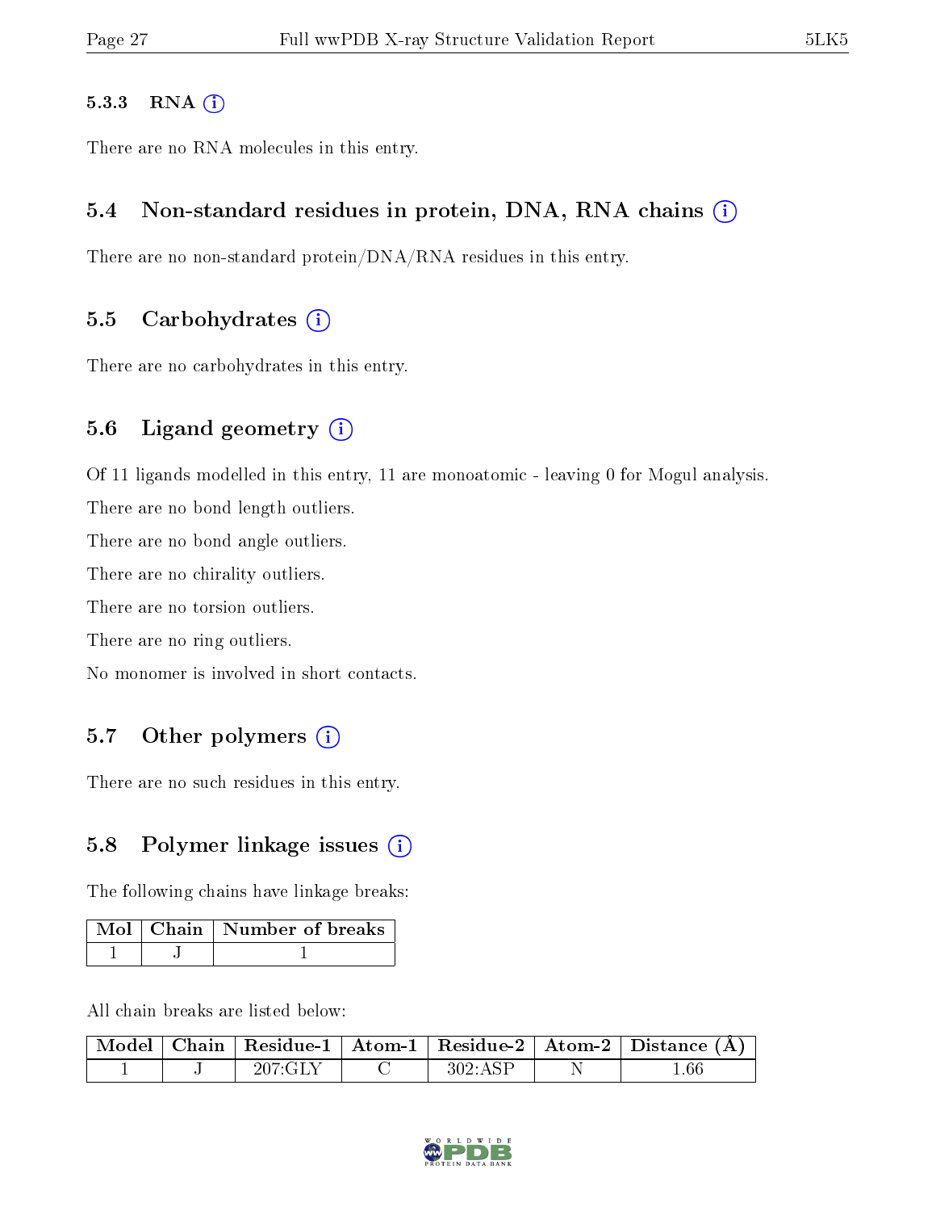#### 5.3.3 RNA

There are no RNA molecules in this entry.

### 5.4 Non-standard residues in protein, DNA, RNA chains

There are no non-standard protein/DNA/RNA residues in this entry.

### 5.5 Carbohydrates

There are no carbohydrates in this entry.

### 5.6 Ligand geometry

Of 11 ligands modelled in this entry, 11 are monoatomic - leaving 0 for Mogul analysis.

There are no bond length outliers.

There are no bond angle outliers.

There are no chirality outliers.

There are no torsion outliers.

There are no ring outliers.

No monomer is involved in short contacts.

### 5.7 Other polymers

There are no such residues in this entry.

### 5.8 Polymer linkage issues

The following chains have linkage breaks:

| Mol | Chain | Number of breaks |
|---|---|---|
| 1 | J | 1 |

All chain breaks are listed below:

| Model | Chain | Residue-1 | Atom-1 | Residue-2 | Atom-2 | Distance (Å) |
|---|---|---|---|---|---|---|
| 1 | J | 207:GLY | C | 302:ASP | N | 1.66 |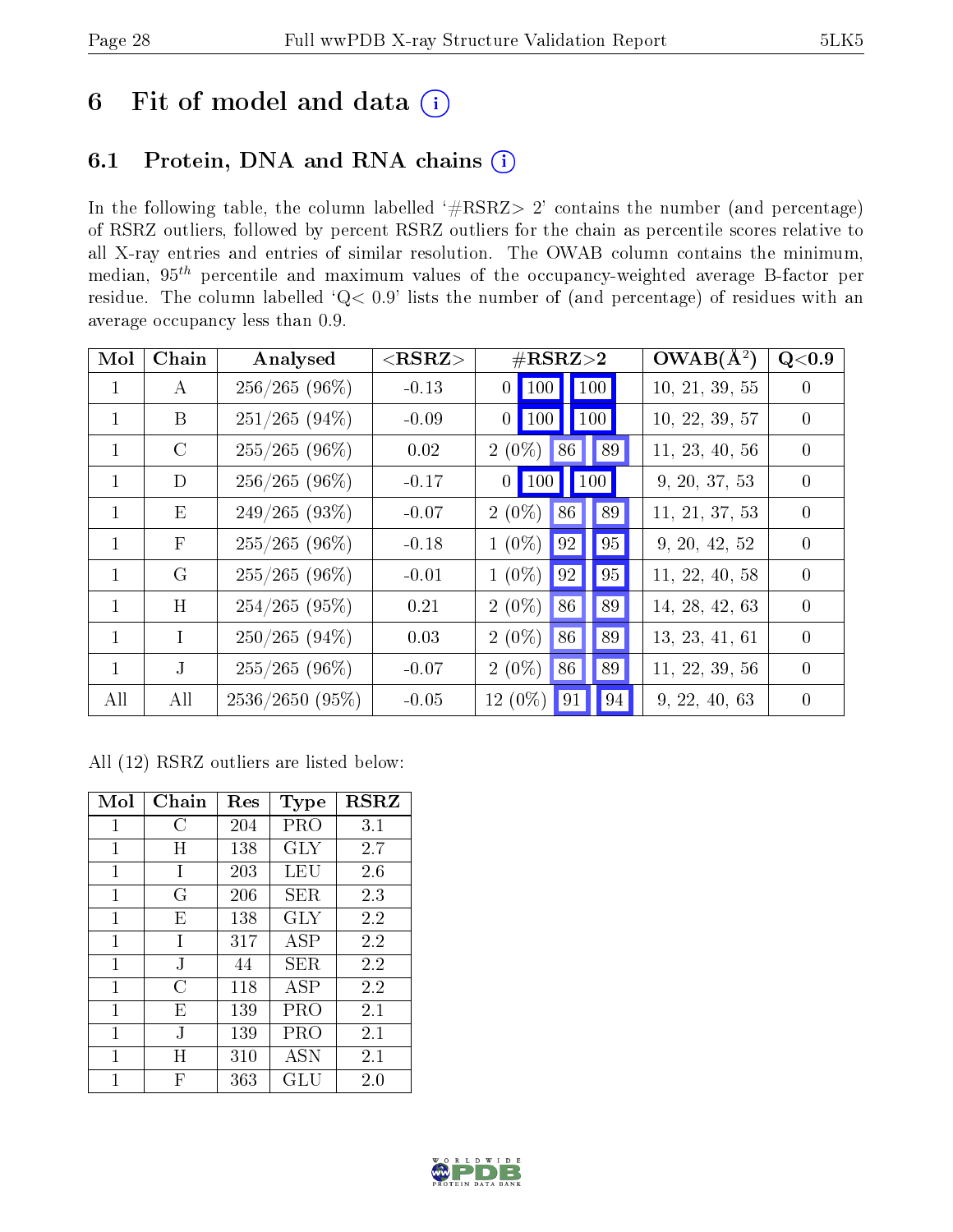# 6 Fit of model and data (i)

## 6.1 Protein, DNA and RNA chains (i)

In the following table, the column labelled '#RSRZ> 2' contains the number (and percentage) of RSRZ outliers, followed by percent RSRZ outliers for the chain as percentile scores relative to all X-ray entries and entries of similar resolution. The OWAB column contains the minimum, median, $95^{th}$ percentile and maximum values of the occupancy-weighted average B-factor per residue. The column labelled 'Q< 0.9' lists the number of (and percentage) of residues with an average occupancy less than 0.9.

| Mol | Chain | Analysed | <RSRZ> | #RSRZ>2 | | | OWAB(Å$^2$) | Q<0.9 |
|---|---|---|---|---|---|---|---|---|
| 1 | A | 256/265 (96%) | -0.13 | 0 | 100 | 100 | 10, 21, 39, 55 | 0 |
| 1 | B | 251/265 (94%) | -0.09 | 0 | 100 | 100 | 10, 22, 39, 57 | 0 |
| 1 | C | 255/265 (96%) | 0.02 | 2 (0%) | 86 | 89 | 11, 23, 40, 56 | 0 |
| 1 | D | 256/265 (96%) | -0.17 | 0 | 100 | 100 | 9, 20, 37, 53 | 0 |
| 1 | E | 249/265 (93%) | -0.07 | 2 (0%) | 86 | 89 | 11, 21, 37, 53 | 0 |
| 1 | F | 255/265 (96%) | -0.18 | 1 (0%) | 92 | 95 | 9, 20, 42, 52 | 0 |
| 1 | G | 255/265 (96%) | -0.01 | 1 (0%) | 92 | 95 | 11, 22, 40, 58 | 0 |
| 1 | H | 254/265 (95%) | 0.21 | 2 (0%) | 86 | 89 | 14, 28, 42, 63 | 0 |
| 1 | I | 250/265 (94%) | 0.03 | 2 (0%) | 86 | 89 | 13, 23, 41, 61 | 0 |
| 1 | J | 255/265 (96%) | -0.07 | 2 (0%) | 86 | 89 | 11, 22, 39, 56 | 0 |
| All | All | 2536/2650 (95%) | -0.05 | 12 (0%) | 91 | 94 | 9, 22, 40, 63 | 0 |

All (12) RSRZ outliers are listed below:

| Mol | Chain | Res | Type | RSRZ |
|---|---|---|---|---|
| 1 | C | 204 | PRO | 3.1 |
| 1 | H | 138 | GLY | 2.7 |
| 1 | I | 203 | LEU | 2.6 |
| 1 | G | 206 | SER | 2.3 |
| 1 | E | 138 | GLY | 2.2 |
| 1 | I | 317 | ASP | 2.2 |
| 1 | J | 44 | SER | 2.2 |
| 1 | C | 118 | ASP | 2.2 |
| 1 | E | 139 | PRO | 2.1 |
| 1 | J | 139 | PRO | 2.1 |
| 1 | H | 310 | ASN | 2.1 |
| 1 | F | 363 | GLU | 2.0 |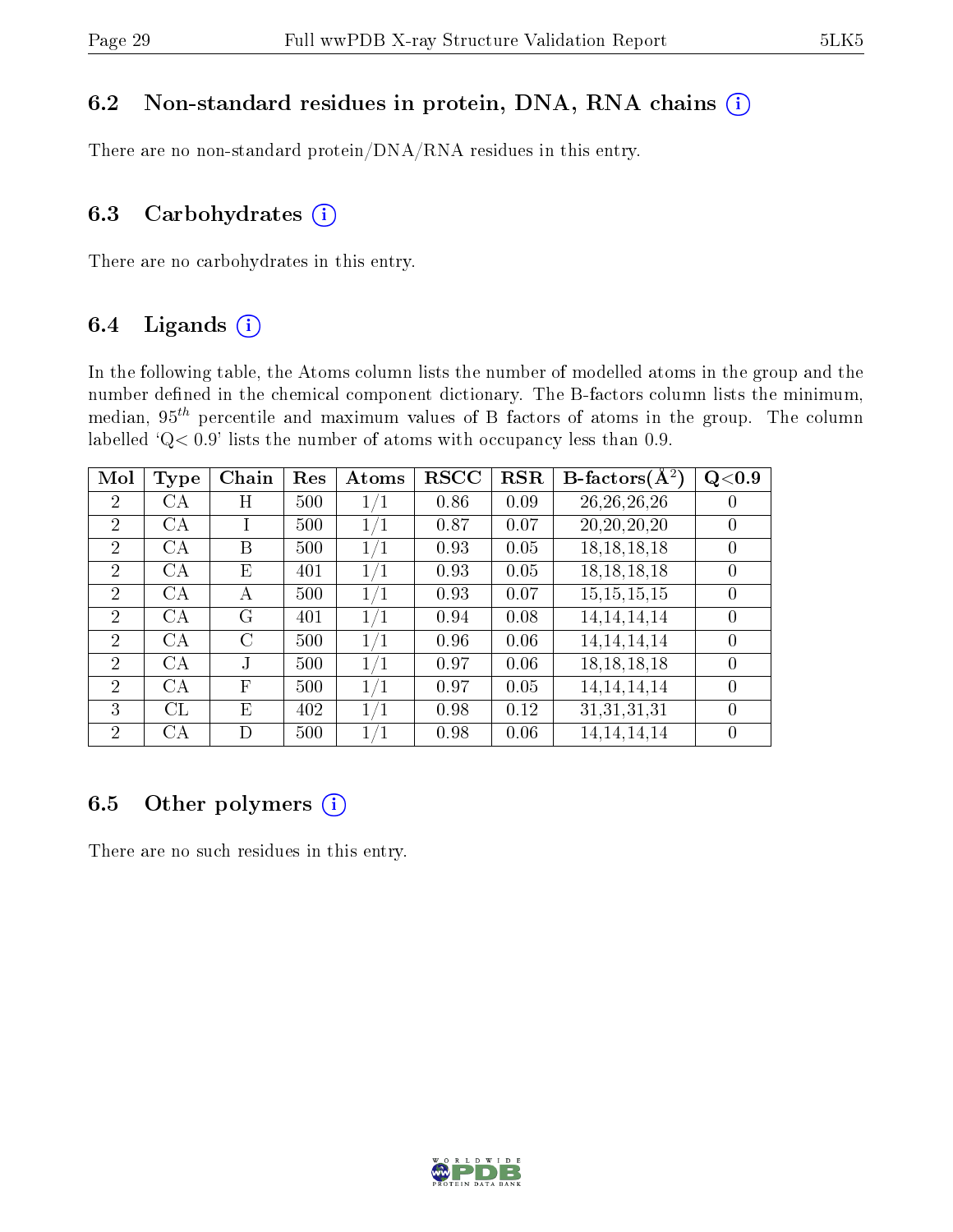### 6.2 Non-standard residues in protein, DNA, RNA chains (i)

There are no non-standard protein/DNA/RNA residues in this entry.

### 6.3 Carbohydrates (i)

There are no carbohydrates in this entry.

### 6.4 Ligands (i)

In the following table, the Atoms column lists the number of modelled atoms in the group and the number defined in the chemical component dictionary. The B-factors column lists the minimum, median, $95^{th}$ percentile and maximum values of B factors of atoms in the group. The column labelled 'Q< 0.9' lists the number of atoms with occupancy less than 0.9.

| Mol | Type | Chain | Res | Atoms | RSCC | RSR | B-factors(Å$^2$) | Q<0.9 |
|---|---|---|---|---|---|---|---|---|
| 2 | CA | H | 500 | 1/1 | 0.86 | 0.09 | 26,26,26,26 | 0 |
| 2 | CA | I | 500 | 1/1 | 0.87 | 0.07 | 20,20,20,20 | 0 |
| 2 | CA | B | 500 | 1/1 | 0.93 | 0.05 | 18,18,18,18 | 0 |
| 2 | CA | E | 401 | 1/1 | 0.93 | 0.05 | 18,18,18,18 | 0 |
| 2 | CA | A | 500 | 1/1 | 0.93 | 0.07 | 15,15,15,15 | 0 |
| 2 | CA | G | 401 | 1/1 | 0.94 | 0.08 | 14,14,14,14 | 0 |
| 2 | CA | C | 500 | 1/1 | 0.96 | 0.06 | 14,14,14,14 | 0 |
| 2 | CA | J | 500 | 1/1 | 0.97 | 0.06 | 18,18,18,18 | 0 |
| 2 | CA | F | 500 | 1/1 | 0.97 | 0.05 | 14,14,14,14 | 0 |
| 3 | CL | E | 402 | 1/1 | 0.98 | 0.12 | 31,31,31,31 | 0 |
| 2 | CA | D | 500 | 1/1 | 0.98 | 0.06 | 14,14,14,14 | 0 |

### 6.5 Other polymers (i)

There are no such residues in this entry.